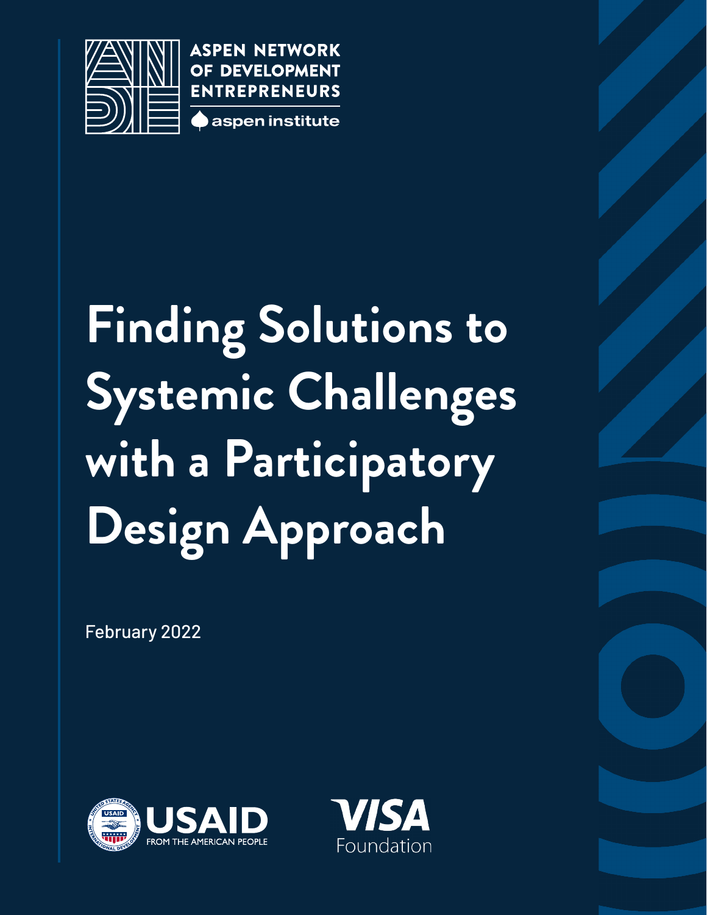ASPEN NETWORK OF DEVELOPMENT ENTREPRENEURS

aspen institute

# Finding Solutions to Systemic Challenges with a Participatory Design Approach

February 2022

USAID FROM THE AMERICAN PEOPLE

VISA Foundation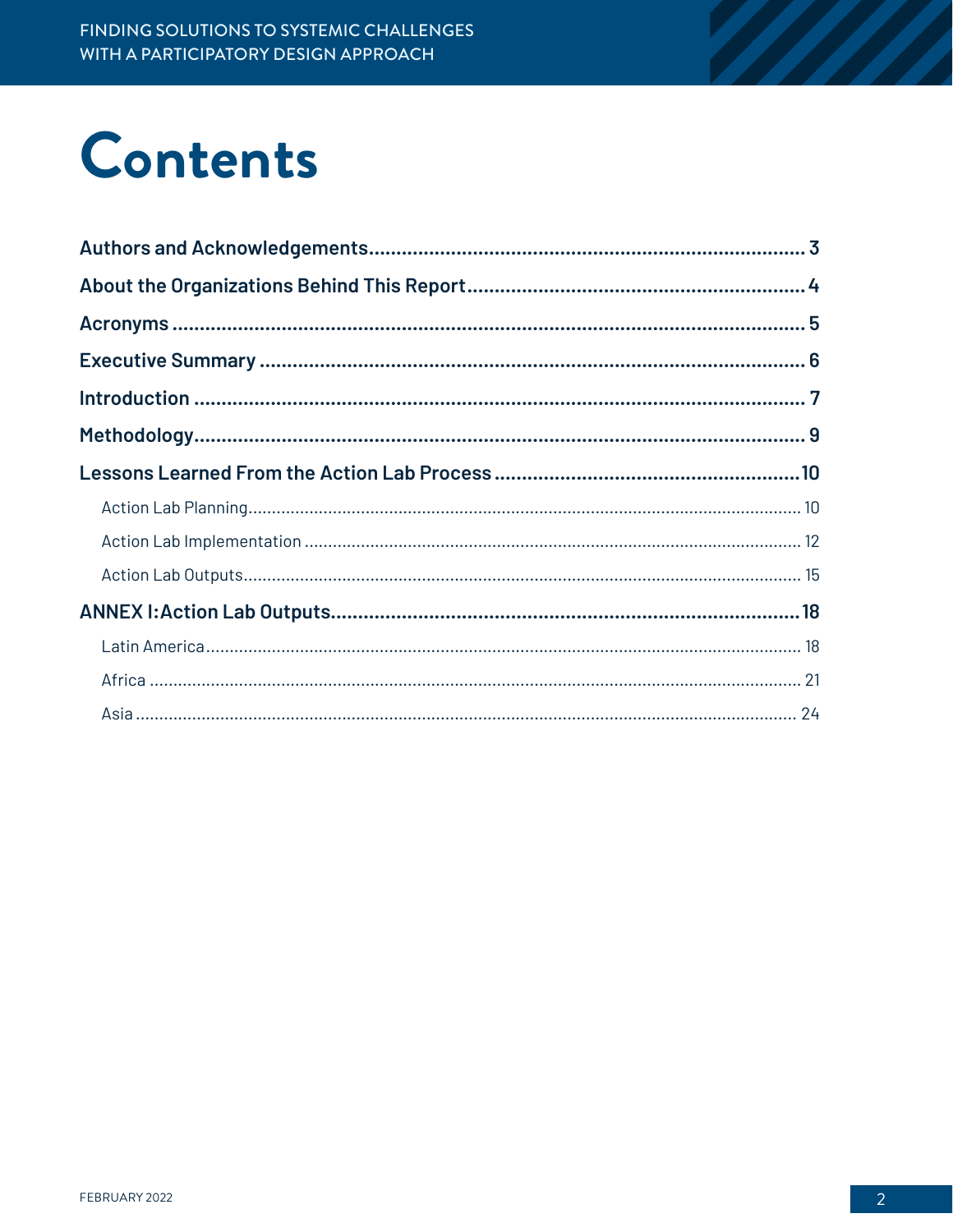# Contents

**Authors and Acknowledgements** .......... **3**

**About the Organizations Behind This Report** .......... **4**

**Acronyms** .......... **5**

**Executive Summary** .......... **6**

**Introduction** .......... **7**

**Methodology** .......... **9**

**Lessons Learned From the Action Lab Process** .......... **10**

- Action Lab Planning .......... 10
- Action Lab Implementation .......... 12
- Action Lab Outputs .......... 15

**ANNEX I: Action Lab Outputs** .......... **18**

- Latin America .......... 18
- Africa .......... 21
- Asia .......... 24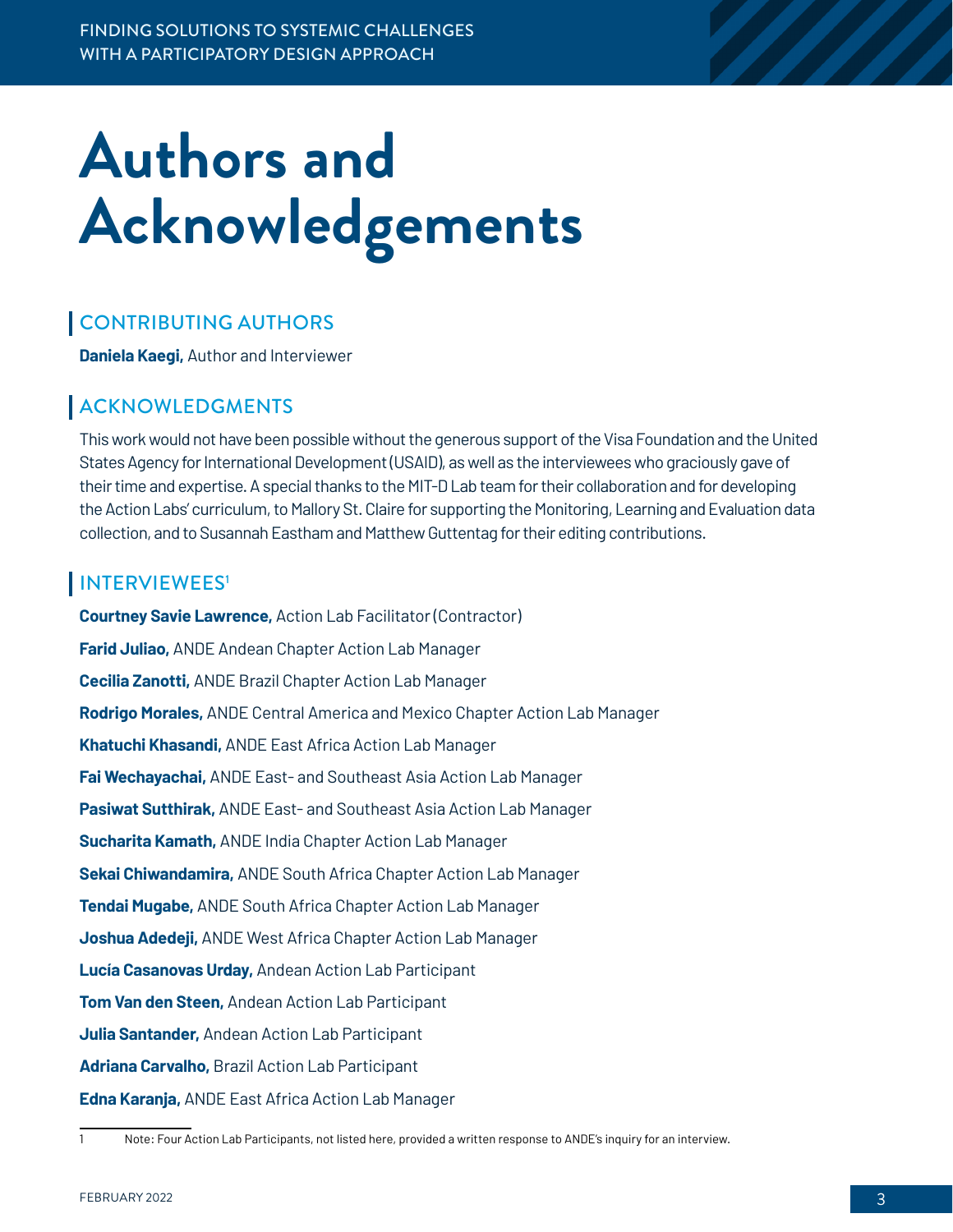# Authors and Acknowledgements

## CONTRIBUTING AUTHORS

**Daniela Kaegi,** Author and Interviewer

## ACKNOWLEDGMENTS

This work would not have been possible without the generous support of the Visa Foundation and the United States Agency for International Development (USAID), as well as the interviewees who graciously gave of their time and expertise. A special thanks to the MIT-D Lab team for their collaboration and for developing the Action Labs' curriculum, to Mallory St. Claire for supporting the Monitoring, Learning and Evaluation data collection, and to Susannah Eastham and Matthew Guttentag for their editing contributions.

## INTERVIEWEES[1]

**Courtney Savie Lawrence,** Action Lab Facilitator (Contractor)

**Farid Juliao,** ANDE Andean Chapter Action Lab Manager

**Cecilia Zanotti,** ANDE Brazil Chapter Action Lab Manager

**Rodrigo Morales,** ANDE Central America and Mexico Chapter Action Lab Manager

**Khatuchi Khasandi,** ANDE East Africa Action Lab Manager

**Fai Wechayachai,** ANDE East- and Southeast Asia Action Lab Manager

**Pasiwat Sutthirak,** ANDE East- and Southeast Asia Action Lab Manager

**Sucharita Kamath,** ANDE India Chapter Action Lab Manager

**Sekai Chiwandamira,** ANDE South Africa Chapter Action Lab Manager

**Tendai Mugabe,** ANDE South Africa Chapter Action Lab Manager

**Joshua Adedeji,** ANDE West Africa Chapter Action Lab Manager

**Lucía Casanovas Urday,** Andean Action Lab Participant

**Tom Van den Steen,** Andean Action Lab Participant

**Julia Santander,** Andean Action Lab Participant

**Adriana Carvalho,** Brazil Action Lab Participant

**Edna Karanja,** ANDE East Africa Action Lab Manager

---

1 Note: Four Action Lab Participants, not listed here, provided a written response to ANDE's inquiry for an interview.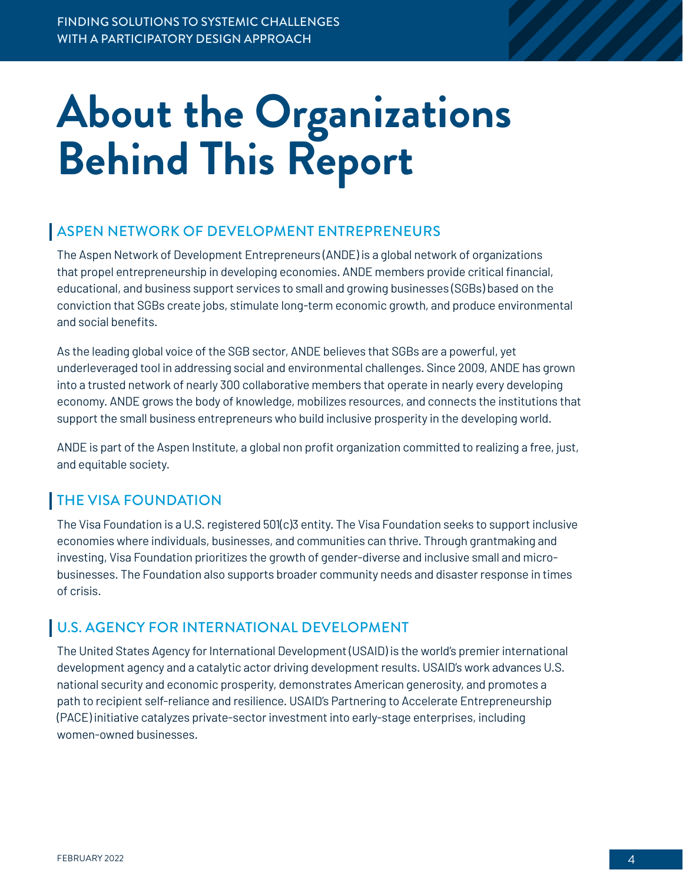# About the Organizations Behind This Report

## ASPEN NETWORK OF DEVELOPMENT ENTREPRENEURS

The Aspen Network of Development Entrepreneurs (ANDE) is a global network of organizations that propel entrepreneurship in developing economies. ANDE members provide critical financial, educational, and business support services to small and growing businesses (SGBs) based on the conviction that SGBs create jobs, stimulate long-term economic growth, and produce environmental and social benefits.

As the leading global voice of the SGB sector, ANDE believes that SGBs are a powerful, yet underleveraged tool in addressing social and environmental challenges. Since 2009, ANDE has grown into a trusted network of nearly 300 collaborative members that operate in nearly every developing economy. ANDE grows the body of knowledge, mobilizes resources, and connects the institutions that support the small business entrepreneurs who build inclusive prosperity in the developing world.

ANDE is part of the Aspen Institute, a global non profit organization committed to realizing a free, just, and equitable society.

## THE VISA FOUNDATION

The Visa Foundation is a U.S. registered 501(c)3 entity. The Visa Foundation seeks to support inclusive economies where individuals, businesses, and communities can thrive. Through grantmaking and investing, Visa Foundation prioritizes the growth of gender-diverse and inclusive small and micro-businesses. The Foundation also supports broader community needs and disaster response in times of crisis.

## U.S. AGENCY FOR INTERNATIONAL DEVELOPMENT

The United States Agency for International Development (USAID) is the world's premier international development agency and a catalytic actor driving development results. USAID's work advances U.S. national security and economic prosperity, demonstrates American generosity, and promotes a path to recipient self-reliance and resilience. USAID's Partnering to Accelerate Entrepreneurship (PACE) initiative catalyzes private-sector investment into early-stage enterprises, including women-owned businesses.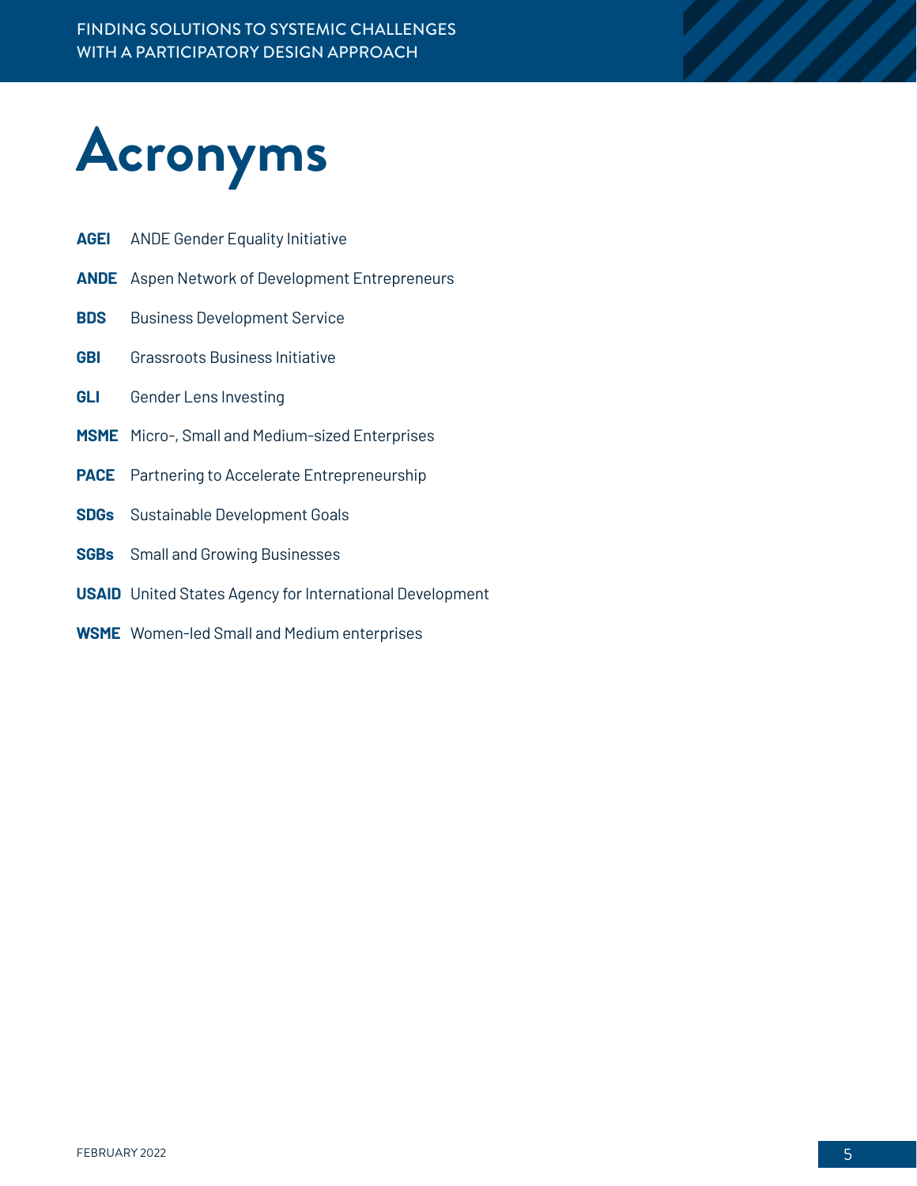# Acronyms

**AGEI** ANDE Gender Equality Initiative

**ANDE** Aspen Network of Development Entrepreneurs

**BDS** Business Development Service

**GBI** Grassroots Business Initiative

**GLI** Gender Lens Investing

**MSME** Micro-, Small and Medium-sized Enterprises

**PACE** Partnering to Accelerate Entrepreneurship

**SDGs** Sustainable Development Goals

**SGBs** Small and Growing Businesses

**USAID** United States Agency for International Development

**WSME** Women-led Small and Medium enterprises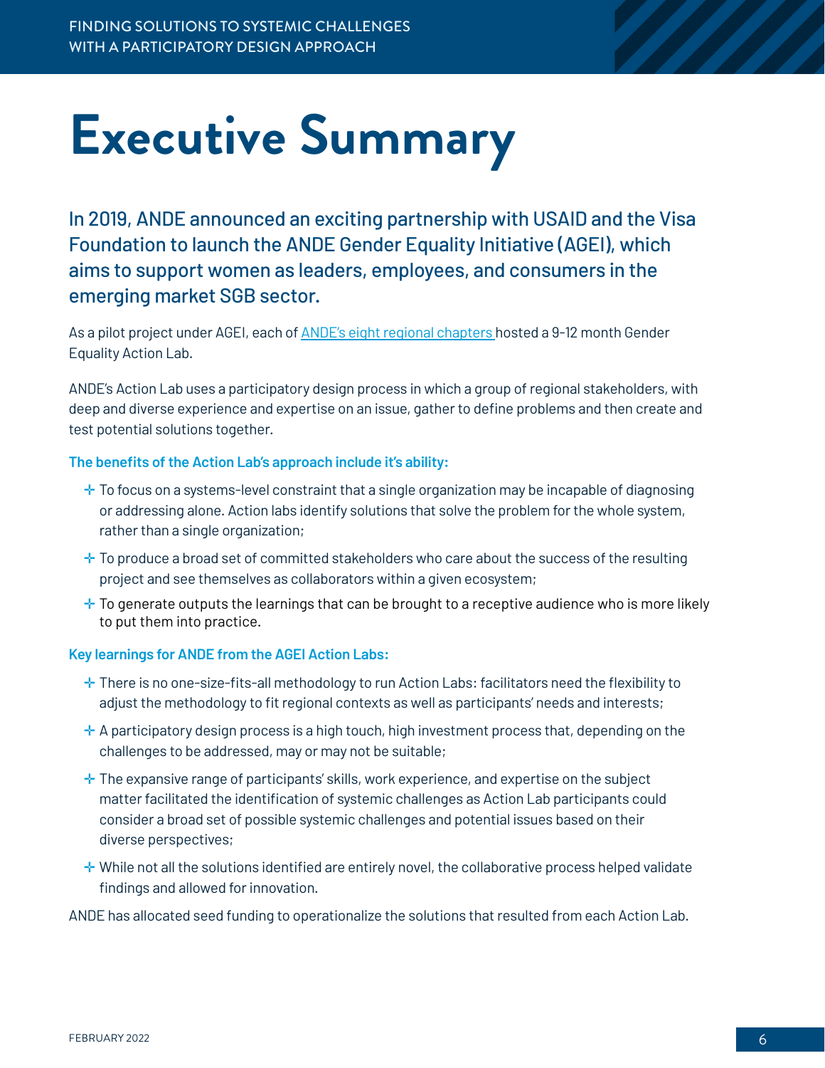# Executive Summary

**In 2019, ANDE announced an exciting partnership with USAID and the Visa Foundation to launch the ANDE Gender Equality Initiative (AGEI), which aims to support women as leaders, employees, and consumers in the emerging market SGB sector.**

As a pilot project under AGEI, each of ANDE's eight regional chapters hosted a 9-12 month Gender Equality Action Lab.

ANDE's Action Lab uses a participatory design process in which a group of regional stakeholders, with deep and diverse experience and expertise on an issue, gather to define problems and then create and test potential solutions together.

**The benefits of the Action Lab's approach include it's ability:**

- To focus on a systems-level constraint that a single organization may be incapable of diagnosing or addressing alone. Action labs identify solutions that solve the problem for the whole system, rather than a single organization;
- To produce a broad set of committed stakeholders who care about the success of the resulting project and see themselves as collaborators within a given ecosystem;
- To generate outputs the learnings that can be brought to a receptive audience who is more likely to put them into practice.

**Key learnings for ANDE from the AGEI Action Labs:**

- There is no one-size-fits-all methodology to run Action Labs: facilitators need the flexibility to adjust the methodology to fit regional contexts as well as participants' needs and interests;
- A participatory design process is a high touch, high investment process that, depending on the challenges to be addressed, may or may not be suitable;
- The expansive range of participants' skills, work experience, and expertise on the subject matter facilitated the identification of systemic challenges as Action Lab participants could consider a broad set of possible systemic challenges and potential issues based on their diverse perspectives;
- While not all the solutions identified are entirely novel, the collaborative process helped validate findings and allowed for innovation.

ANDE has allocated seed funding to operationalize the solutions that resulted from each Action Lab.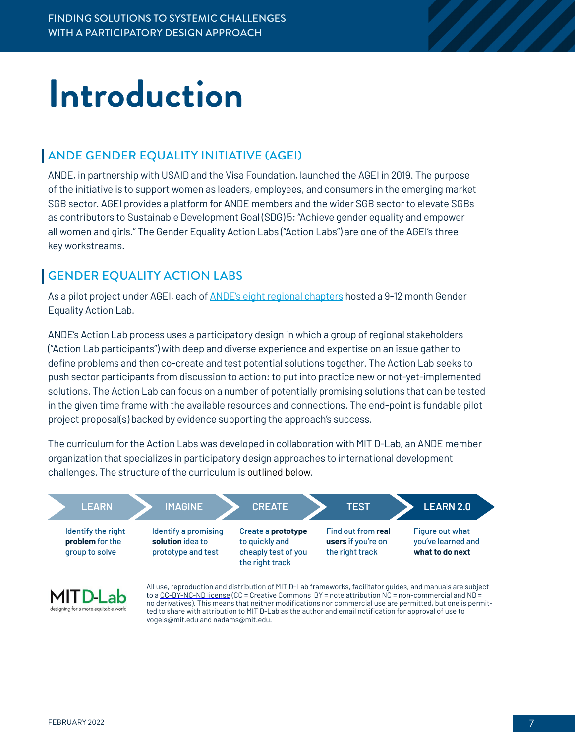# Introduction

## ANDE GENDER EQUALITY INITIATIVE (AGEI)

ANDE, in partnership with USAID and the Visa Foundation, launched the AGEI in 2019. The purpose of the initiative is to support women as leaders, employees, and consumers in the emerging market SGB sector. AGEI provides a platform for ANDE members and the wider SGB sector to elevate SGBs as contributors to Sustainable Development Goal (SDG) 5: "Achieve gender equality and empower all women and girls." The Gender Equality Action Labs ("Action Labs") are one of the AGEI's three key workstreams.

## GENDER EQUALITY ACTION LABS

As a pilot project under AGEI, each of ANDE's eight regional chapters hosted a 9-12 month Gender Equality Action Lab.

ANDE's Action Lab process uses a participatory design in which a group of regional stakeholders ("Action Lab participants") with deep and diverse experience and expertise on an issue gather to define problems and then co-create and test potential solutions together. The Action Lab seeks to push sector participants from discussion to action: to put into practice new or not-yet-implemented solutions. The Action Lab can focus on a number of potentially promising solutions that can be tested in the given time frame with the available resources and connections. The end-point is fundable pilot project proposal(s) backed by evidence supporting the approach's success.

The curriculum for the Action Labs was developed in collaboration with MIT D-Lab, an ANDE member organization that specializes in participatory design approaches to international development challenges. The structure of the curriculum is outlined below.

| LEARN | IMAGINE | CREATE | TEST | LEARN 2.0 |
| --- | --- | --- | --- | --- |
| Identify the right **problem** for the group to solve | Identify a promising **solution** idea to prototype and test | Create a **prototype** to quickly and cheaply test of you the right track | Find out from **real users** if you're on the right track | Figure out what you've learned and **what to do next** |

MIT D-Lab
designing for a more equitable world

All use, reproduction and distribution of MIT D-Lab frameworks, facilitator guides, and manuals are subject to a CC-BY-NC-ND license (CC = Creative Commons BY = note attribution NC = non-commercial and ND = no derivatives). This means that neither modifications nor commercial use are permitted, but one is permitted to share with attribution to MIT D-Lab as the author and email notification for approval of use to vogels@mit.edu and nadams@mit.edu.

FEBRUARY 2022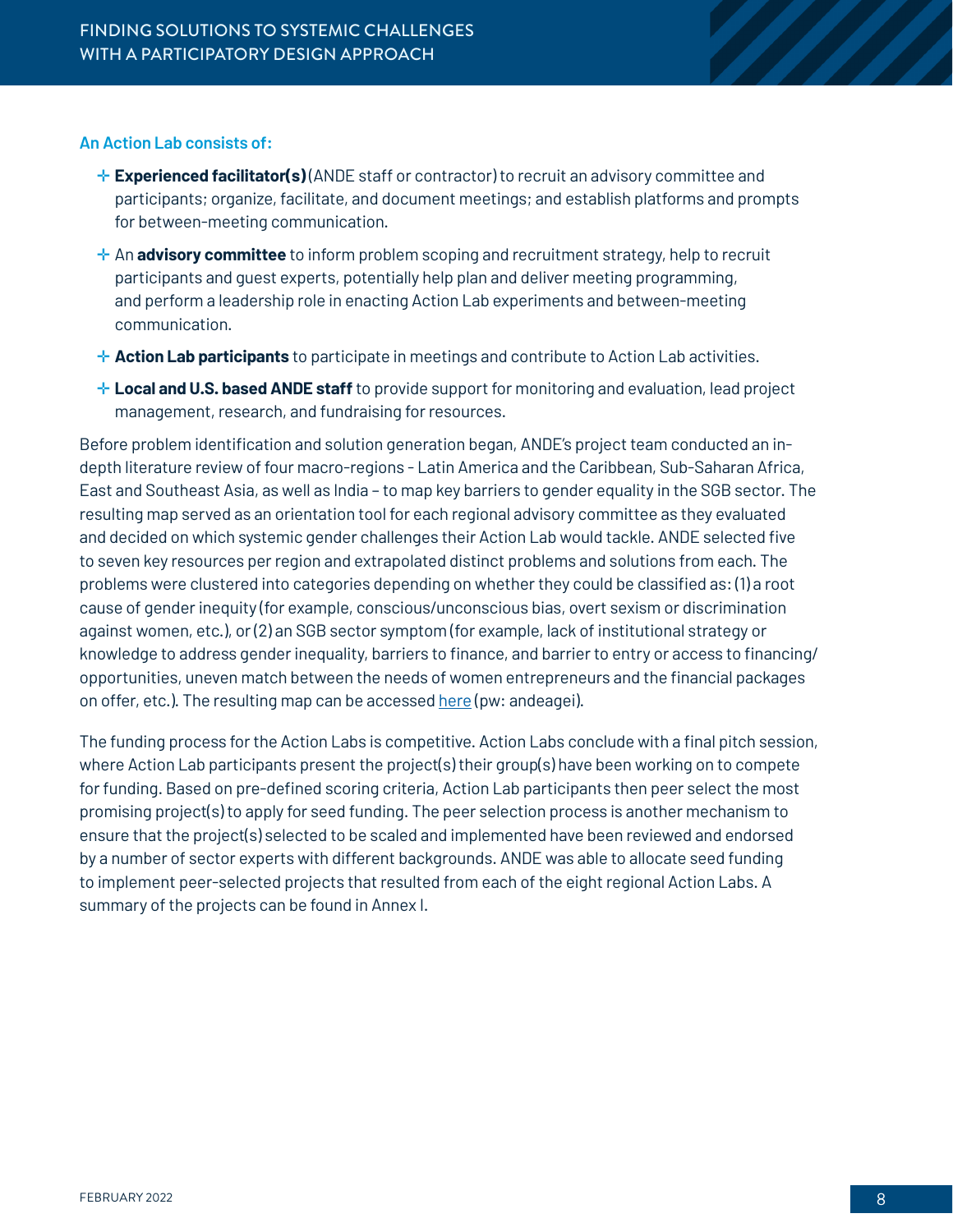### An Action Lab consists of:

- **Experienced facilitator(s)** (ANDE staff or contractor) to recruit an advisory committee and participants; organize, facilitate, and document meetings; and establish platforms and prompts for between-meeting communication.
- An **advisory committee** to inform problem scoping and recruitment strategy, help to recruit participants and guest experts, potentially help plan and deliver meeting programming, and perform a leadership role in enacting Action Lab experiments and between-meeting communication.
- **Action Lab participants** to participate in meetings and contribute to Action Lab activities.
- **Local and U.S. based ANDE staff** to provide support for monitoring and evaluation, lead project management, research, and fundraising for resources.

Before problem identification and solution generation began, ANDE's project team conducted an in-depth literature review of four macro-regions - Latin America and the Caribbean, Sub-Saharan Africa, East and Southeast Asia, as well as India – to map key barriers to gender equality in the SGB sector. The resulting map served as an orientation tool for each regional advisory committee as they evaluated and decided on which systemic gender challenges their Action Lab would tackle. ANDE selected five to seven key resources per region and extrapolated distinct problems and solutions from each. The problems were clustered into categories depending on whether they could be classified as: (1) a root cause of gender inequity (for example, conscious/unconscious bias, overt sexism or discrimination against women, etc.), or (2) an SGB sector symptom (for example, lack of institutional strategy or knowledge to address gender inequality, barriers to finance, and barrier to entry or access to financing/opportunities, uneven match between the needs of women entrepreneurs and the financial packages on offer, etc.). The resulting map can be accessed here (pw: andeagei).

The funding process for the Action Labs is competitive. Action Labs conclude with a final pitch session, where Action Lab participants present the project(s) their group(s) have been working on to compete for funding. Based on pre-defined scoring criteria, Action Lab participants then peer select the most promising project(s) to apply for seed funding. The peer selection process is another mechanism to ensure that the project(s) selected to be scaled and implemented have been reviewed and endorsed by a number of sector experts with different backgrounds. ANDE was able to allocate seed funding to implement peer-selected projects that resulted from each of the eight regional Action Labs. A summary of the projects can be found in Annex I.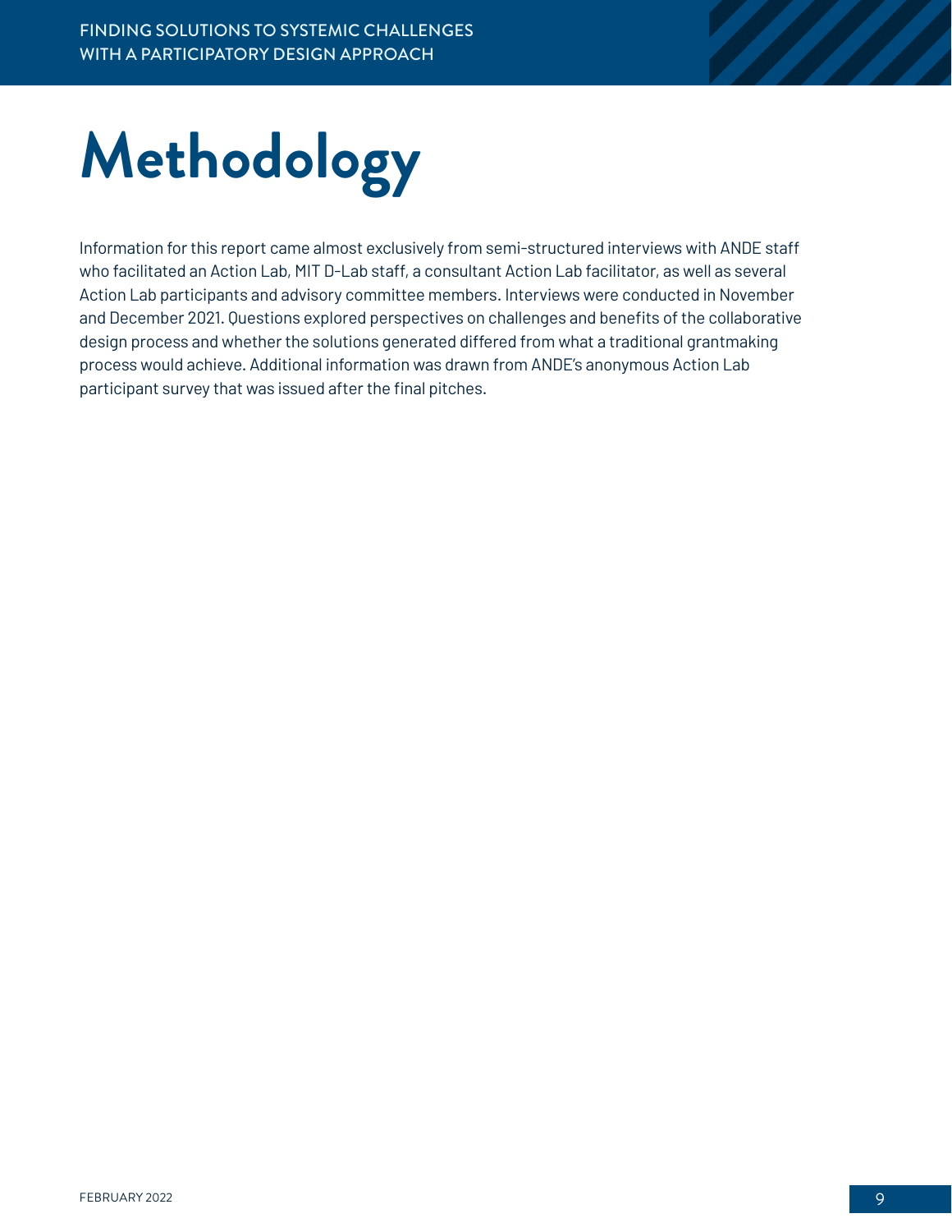# Methodology

Information for this report came almost exclusively from semi-structured interviews with ANDE staff who facilitated an Action Lab, MIT D-Lab staff, a consultant Action Lab facilitator, as well as several Action Lab participants and advisory committee members. Interviews were conducted in November and December 2021. Questions explored perspectives on challenges and benefits of the collaborative design process and whether the solutions generated differed from what a traditional grantmaking process would achieve. Additional information was drawn from ANDE's anonymous Action Lab participant survey that was issued after the final pitches.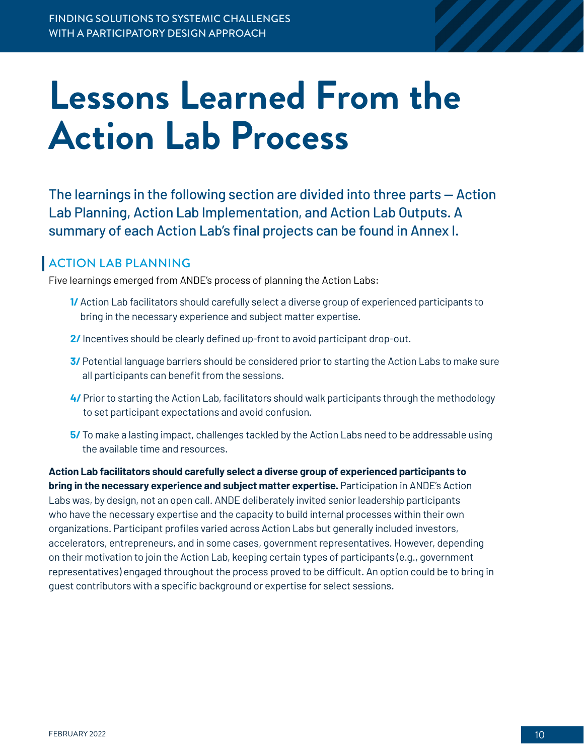# Lessons Learned From the Action Lab Process

The learnings in the following section are divided into three parts — Action Lab Planning, Action Lab Implementation, and Action Lab Outputs. A summary of each Action Lab's final projects can be found in Annex I.

## ACTION LAB PLANNING

Five learnings emerged from ANDE's process of planning the Action Labs:

1/ Action Lab facilitators should carefully select a diverse group of experienced participants to bring in the necessary experience and subject matter expertise.

2/ Incentives should be clearly defined up-front to avoid participant drop-out.

3/ Potential language barriers should be considered prior to starting the Action Labs to make sure all participants can benefit from the sessions.

4/ Prior to starting the Action Lab, facilitators should walk participants through the methodology to set participant expectations and avoid confusion.

5/ To make a lasting impact, challenges tackled by the Action Labs need to be addressable using the available time and resources.

**Action Lab facilitators should carefully select a diverse group of experienced participants to bring in the necessary experience and subject matter expertise.** Participation in ANDE's Action Labs was, by design, not an open call. ANDE deliberately invited senior leadership participants who have the necessary expertise and the capacity to build internal processes within their own organizations. Participant profiles varied across Action Labs but generally included investors, accelerators, entrepreneurs, and in some cases, government representatives. However, depending on their motivation to join the Action Lab, keeping certain types of participants (e.g., government representatives) engaged throughout the process proved to be difficult. An option could be to bring in guest contributors with a specific background or expertise for select sessions.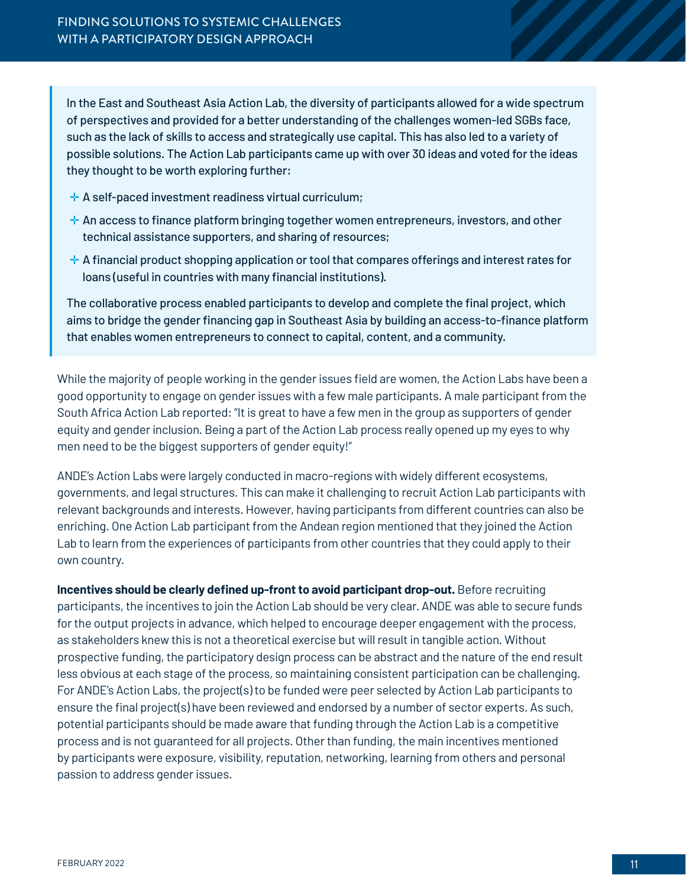In the East and Southeast Asia Action Lab, the diversity of participants allowed for a wide spectrum of perspectives and provided for a better understanding of the challenges women-led SGBs face, such as the lack of skills to access and strategically use capital. This has also led to a variety of possible solutions. The Action Lab participants came up with over 30 ideas and voted for the ideas they thought to be worth exploring further:

- A self-paced investment readiness virtual curriculum;
- An access to finance platform bringing together women entrepreneurs, investors, and other technical assistance supporters, and sharing of resources;
- A financial product shopping application or tool that compares offerings and interest rates for loans (useful in countries with many financial institutions).

The collaborative process enabled participants to develop and complete the final project, which aims to bridge the gender financing gap in Southeast Asia by building an access-to-finance platform that enables women entrepreneurs to connect to capital, content, and a community.

While the majority of people working in the gender issues field are women, the Action Labs have been a good opportunity to engage on gender issues with a few male participants. A male participant from the South Africa Action Lab reported: "It is great to have a few men in the group as supporters of gender equity and gender inclusion. Being a part of the Action Lab process really opened up my eyes to why men need to be the biggest supporters of gender equity!"

ANDE's Action Labs were largely conducted in macro-regions with widely different ecosystems, governments, and legal structures. This can make it challenging to recruit Action Lab participants with relevant backgrounds and interests. However, having participants from different countries can also be enriching. One Action Lab participant from the Andean region mentioned that they joined the Action Lab to learn from the experiences of participants from other countries that they could apply to their own country.

**Incentives should be clearly defined up-front to avoid participant drop-out.** Before recruiting participants, the incentives to join the Action Lab should be very clear. ANDE was able to secure funds for the output projects in advance, which helped to encourage deeper engagement with the process, as stakeholders knew this is not a theoretical exercise but will result in tangible action. Without prospective funding, the participatory design process can be abstract and the nature of the end result less obvious at each stage of the process, so maintaining consistent participation can be challenging. For ANDE's Action Labs, the project(s) to be funded were peer selected by Action Lab participants to ensure the final project(s) have been reviewed and endorsed by a number of sector experts. As such, potential participants should be made aware that funding through the Action Lab is a competitive process and is not guaranteed for all projects. Other than funding, the main incentives mentioned by participants were exposure, visibility, reputation, networking, learning from others and personal passion to address gender issues.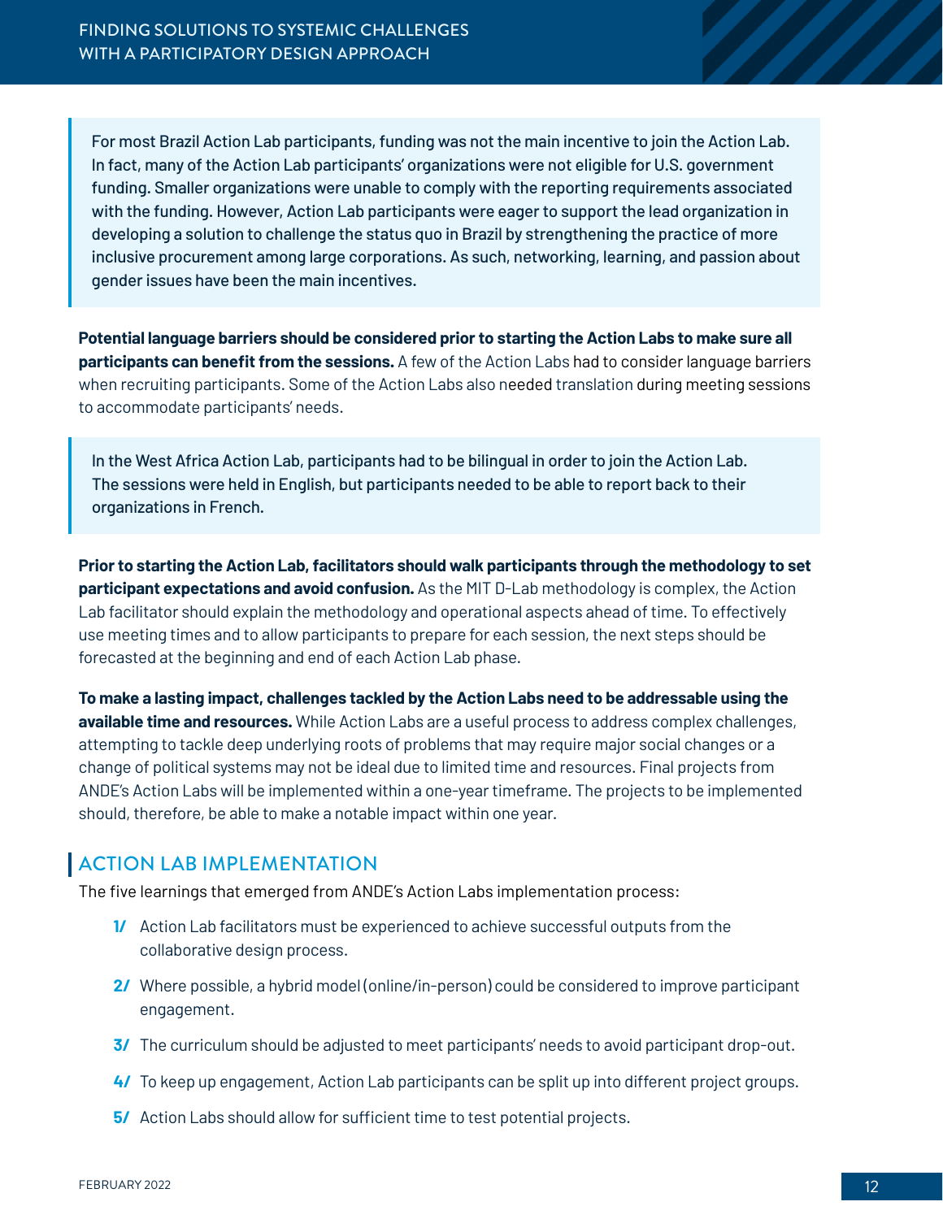> For most Brazil Action Lab participants, funding was not the main incentive to join the Action Lab. In fact, many of the Action Lab participants' organizations were not eligible for U.S. government funding. Smaller organizations were unable to comply with the reporting requirements associated with the funding. However, Action Lab participants were eager to support the lead organization in developing a solution to challenge the status quo in Brazil by strengthening the practice of more inclusive procurement among large corporations. As such, networking, learning, and passion about gender issues have been the main incentives.

**Potential language barriers should be considered prior to starting the Action Labs to make sure all participants can benefit from the sessions.** A few of the Action Labs had to consider language barriers when recruiting participants. Some of the Action Labs also needed translation during meeting sessions to accommodate participants' needs.

> In the West Africa Action Lab, participants had to be bilingual in order to join the Action Lab. The sessions were held in English, but participants needed to be able to report back to their organizations in French.

**Prior to starting the Action Lab, facilitators should walk participants through the methodology to set participant expectations and avoid confusion.** As the MIT D-Lab methodology is complex, the Action Lab facilitator should explain the methodology and operational aspects ahead of time. To effectively use meeting times and to allow participants to prepare for each session, the next steps should be forecasted at the beginning and end of each Action Lab phase.

**To make a lasting impact, challenges tackled by the Action Labs need to be addressable using the available time and resources.** While Action Labs are a useful process to address complex challenges, attempting to tackle deep underlying roots of problems that may require major social changes or a change of political systems may not be ideal due to limited time and resources. Final projects from ANDE's Action Labs will be implemented within a one-year timeframe. The projects to be implemented should, therefore, be able to make a notable impact within one year.

## ACTION LAB IMPLEMENTATION

The five learnings that emerged from ANDE's Action Labs implementation process:

1/ Action Lab facilitators must be experienced to achieve successful outputs from the collaborative design process.

2/ Where possible, a hybrid model (online/in-person) could be considered to improve participant engagement.

3/ The curriculum should be adjusted to meet participants' needs to avoid participant drop-out.

4/ To keep up engagement, Action Lab participants can be split up into different project groups.

5/ Action Labs should allow for sufficient time to test potential projects.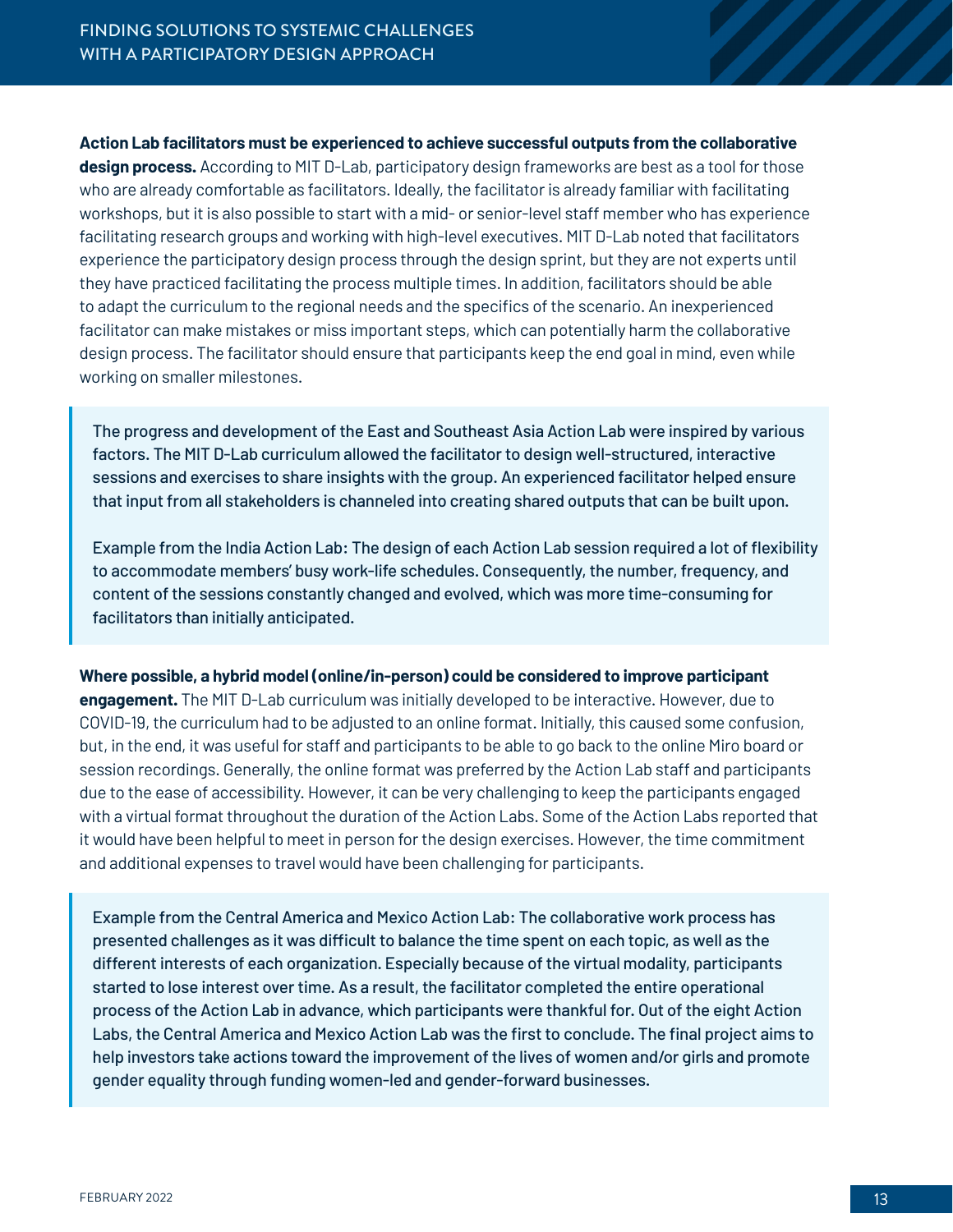**Action Lab facilitators must be experienced to achieve successful outputs from the collaborative design process.** According to MIT D-Lab, participatory design frameworks are best as a tool for those who are already comfortable as facilitators. Ideally, the facilitator is already familiar with facilitating workshops, but it is also possible to start with a mid- or senior-level staff member who has experience facilitating research groups and working with high-level executives. MIT D-Lab noted that facilitators experience the participatory design process through the design sprint, but they are not experts until they have practiced facilitating the process multiple times. In addition, facilitators should be able to adapt the curriculum to the regional needs and the specifics of the scenario. An inexperienced facilitator can make mistakes or miss important steps, which can potentially harm the collaborative design process. The facilitator should ensure that participants keep the end goal in mind, even while working on smaller milestones.

> The progress and development of the East and Southeast Asia Action Lab were inspired by various factors. The MIT D-Lab curriculum allowed the facilitator to design well-structured, interactive sessions and exercises to share insights with the group. An experienced facilitator helped ensure that input from all stakeholders is channeled into creating shared outputs that can be built upon.
>
> Example from the India Action Lab: The design of each Action Lab session required a lot of flexibility to accommodate members' busy work-life schedules. Consequently, the number, frequency, and content of the sessions constantly changed and evolved, which was more time-consuming for facilitators than initially anticipated.

**Where possible, a hybrid model (online/in-person) could be considered to improve participant engagement.** The MIT D-Lab curriculum was initially developed to be interactive. However, due to COVID-19, the curriculum had to be adjusted to an online format. Initially, this caused some confusion, but, in the end, it was useful for staff and participants to be able to go back to the online Miro board or session recordings. Generally, the online format was preferred by the Action Lab staff and participants due to the ease of accessibility. However, it can be very challenging to keep the participants engaged with a virtual format throughout the duration of the Action Labs. Some of the Action Labs reported that it would have been helpful to meet in person for the design exercises. However, the time commitment and additional expenses to travel would have been challenging for participants.

> Example from the Central America and Mexico Action Lab: The collaborative work process has presented challenges as it was difficult to balance the time spent on each topic, as well as the different interests of each organization. Especially because of the virtual modality, participants started to lose interest over time. As a result, the facilitator completed the entire operational process of the Action Lab in advance, which participants were thankful for. Out of the eight Action Labs, the Central America and Mexico Action Lab was the first to conclude. The final project aims to help investors take actions toward the improvement of the lives of women and/or girls and promote gender equality through funding women-led and gender-forward businesses.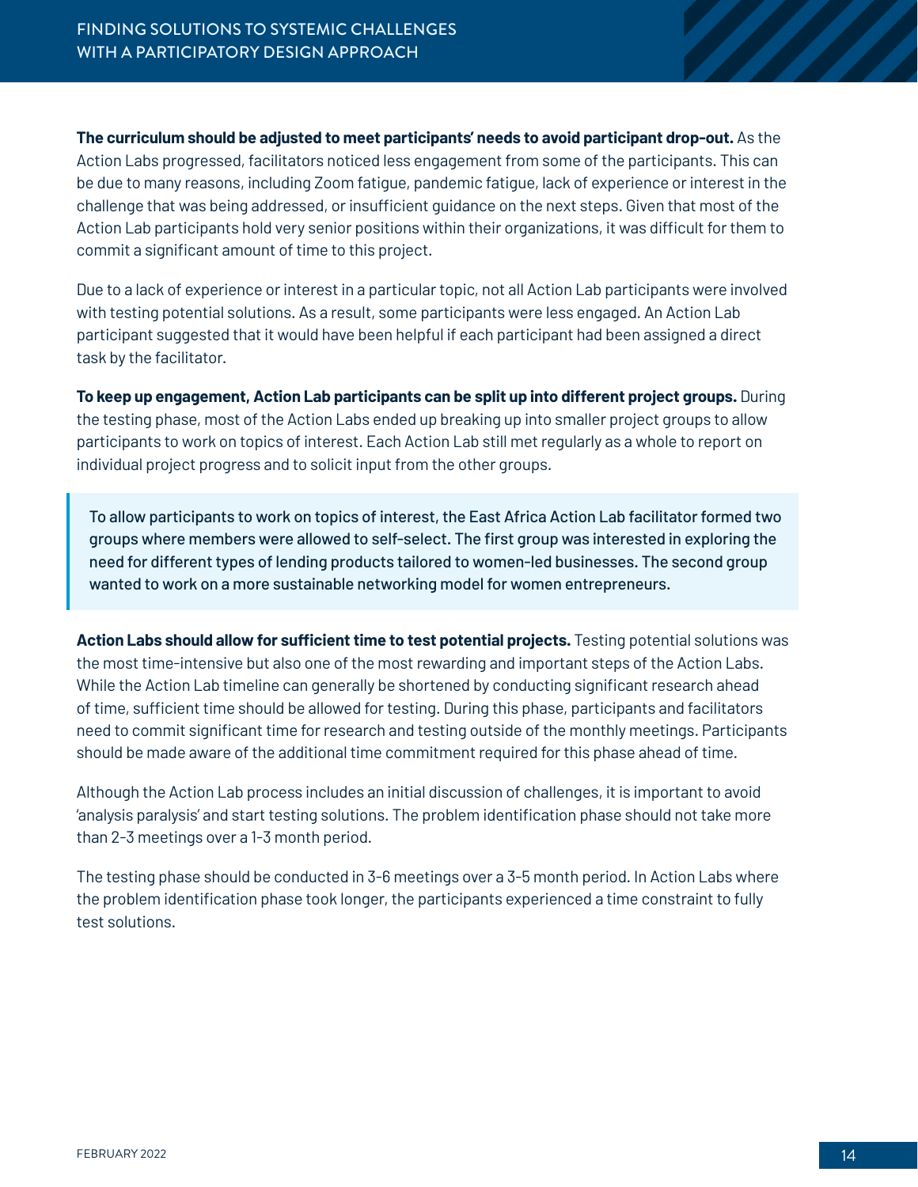**The curriculum should be adjusted to meet participants' needs to avoid participant drop-out.** As the Action Labs progressed, facilitators noticed less engagement from some of the participants. This can be due to many reasons, including Zoom fatigue, pandemic fatigue, lack of experience or interest in the challenge that was being addressed, or insufficient guidance on the next steps. Given that most of the Action Lab participants hold very senior positions within their organizations, it was difficult for them to commit a significant amount of time to this project.

Due to a lack of experience or interest in a particular topic, not all Action Lab participants were involved with testing potential solutions. As a result, some participants were less engaged. An Action Lab participant suggested that it would have been helpful if each participant had been assigned a direct task by the facilitator.

**To keep up engagement, Action Lab participants can be split up into different project groups.** During the testing phase, most of the Action Labs ended up breaking up into smaller project groups to allow participants to work on topics of interest. Each Action Lab still met regularly as a whole to report on individual project progress and to solicit input from the other groups.

> To allow participants to work on topics of interest, the East Africa Action Lab facilitator formed two groups where members were allowed to self-select. The first group was interested in exploring the need for different types of lending products tailored to women-led businesses. The second group wanted to work on a more sustainable networking model for women entrepreneurs.

**Action Labs should allow for sufficient time to test potential projects.** Testing potential solutions was the most time-intensive but also one of the most rewarding and important steps of the Action Labs. While the Action Lab timeline can generally be shortened by conducting significant research ahead of time, sufficient time should be allowed for testing. During this phase, participants and facilitators need to commit significant time for research and testing outside of the monthly meetings. Participants should be made aware of the additional time commitment required for this phase ahead of time.

Although the Action Lab process includes an initial discussion of challenges, it is important to avoid 'analysis paralysis' and start testing solutions. The problem identification phase should not take more than 2-3 meetings over a 1-3 month period.

The testing phase should be conducted in 3-6 meetings over a 3-5 month period. In Action Labs where the problem identification phase took longer, the participants experienced a time constraint to fully test solutions.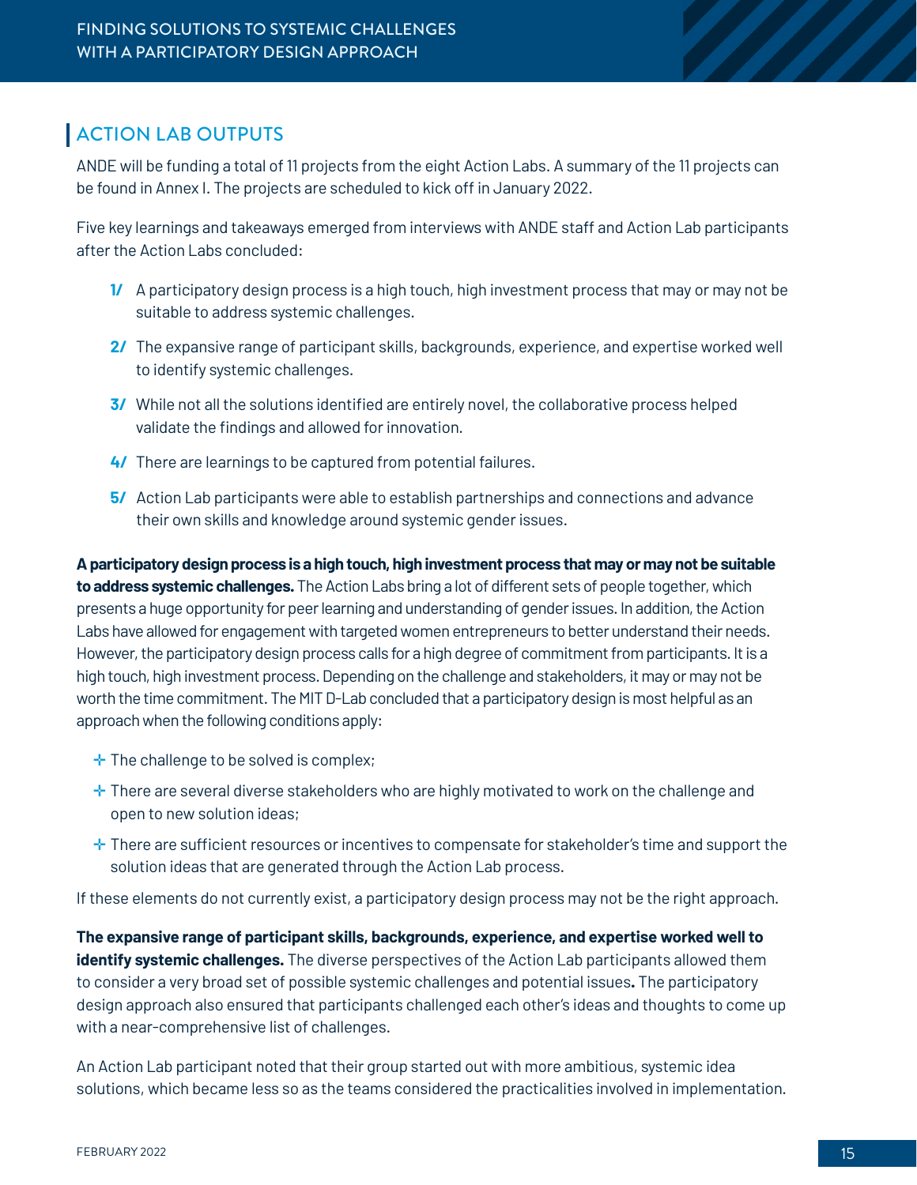## ACTION LAB OUTPUTS

ANDE will be funding a total of 11 projects from the eight Action Labs. A summary of the 11 projects can be found in Annex I. The projects are scheduled to kick off in January 2022.

Five key learnings and takeaways emerged from interviews with ANDE staff and Action Lab participants after the Action Labs concluded:

1. A participatory design process is a high touch, high investment process that may or may not be suitable to address systemic challenges.
2. The expansive range of participant skills, backgrounds, experience, and expertise worked well to identify systemic challenges.
3. While not all the solutions identified are entirely novel, the collaborative process helped validate the findings and allowed for innovation.
4. There are learnings to be captured from potential failures.
5. Action Lab participants were able to establish partnerships and connections and advance their own skills and knowledge around systemic gender issues.

**A participatory design process is a high touch, high investment process that may or may not be suitable to address systemic challenges.** The Action Labs bring a lot of different sets of people together, which presents a huge opportunity for peer learning and understanding of gender issues. In addition, the Action Labs have allowed for engagement with targeted women entrepreneurs to better understand their needs. However, the participatory design process calls for a high degree of commitment from participants. It is a high touch, high investment process. Depending on the challenge and stakeholders, it may or may not be worth the time commitment. The MIT D-Lab concluded that a participatory design is most helpful as an approach when the following conditions apply:

- The challenge to be solved is complex;
- There are several diverse stakeholders who are highly motivated to work on the challenge and open to new solution ideas;
- There are sufficient resources or incentives to compensate for stakeholder's time and support the solution ideas that are generated through the Action Lab process.

If these elements do not currently exist, a participatory design process may not be the right approach.

**The expansive range of participant skills, backgrounds, experience, and expertise worked well to identify systemic challenges.** The diverse perspectives of the Action Lab participants allowed them to consider a very broad set of possible systemic challenges and potential issues**.** The participatory design approach also ensured that participants challenged each other's ideas and thoughts to come up with a near-comprehensive list of challenges.

An Action Lab participant noted that their group started out with more ambitious, systemic idea solutions, which became less so as the teams considered the practicalities involved in implementation.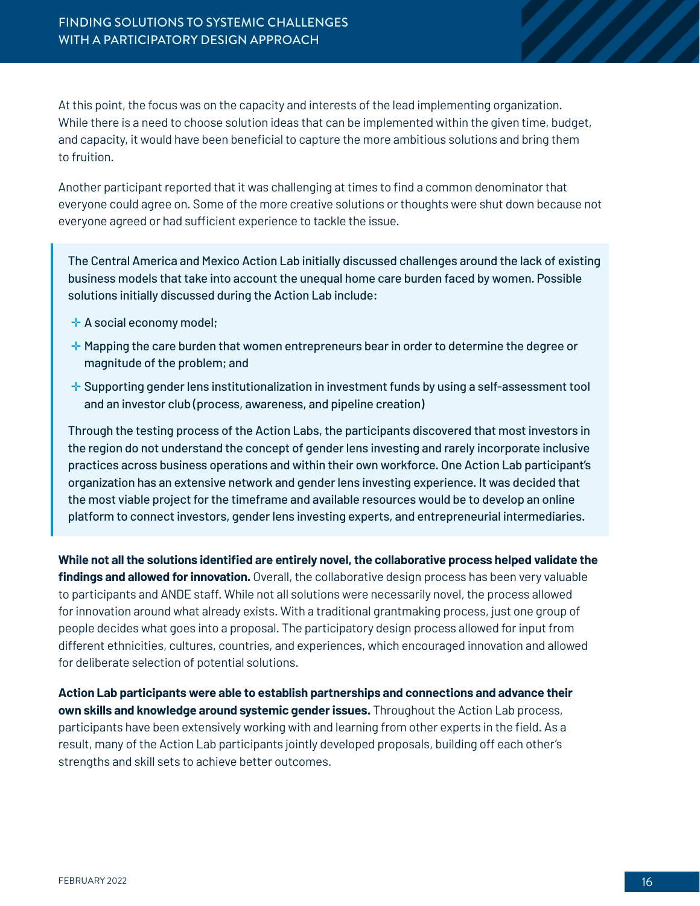At this point, the focus was on the capacity and interests of the lead implementing organization. While there is a need to choose solution ideas that can be implemented within the given time, budget, and capacity, it would have been beneficial to capture the more ambitious solutions and bring them to fruition.

Another participant reported that it was challenging at times to find a common denominator that everyone could agree on. Some of the more creative solutions or thoughts were shut down because not everyone agreed or had sufficient experience to tackle the issue.

> The Central America and Mexico Action Lab initially discussed challenges around the lack of existing business models that take into account the unequal home care burden faced by women. Possible solutions initially discussed during the Action Lab include:
>
> - A social economy model;
> - Mapping the care burden that women entrepreneurs bear in order to determine the degree or magnitude of the problem; and
> - Supporting gender lens institutionalization in investment funds by using a self-assessment tool and an investor club (process, awareness, and pipeline creation)
>
> Through the testing process of the Action Labs, the participants discovered that most investors in the region do not understand the concept of gender lens investing and rarely incorporate inclusive practices across business operations and within their own workforce. One Action Lab participant's organization has an extensive network and gender lens investing experience. It was decided that the most viable project for the timeframe and available resources would be to develop an online platform to connect investors, gender lens investing experts, and entrepreneurial intermediaries.

**While not all the solutions identified are entirely novel, the collaborative process helped validate the findings and allowed for innovation.** Overall, the collaborative design process has been very valuable to participants and ANDE staff. While not all solutions were necessarily novel, the process allowed for innovation around what already exists. With a traditional grantmaking process, just one group of people decides what goes into a proposal. The participatory design process allowed for input from different ethnicities, cultures, countries, and experiences, which encouraged innovation and allowed for deliberate selection of potential solutions.

**Action Lab participants were able to establish partnerships and connections and advance their own skills and knowledge around systemic gender issues.** Throughout the Action Lab process, participants have been extensively working with and learning from other experts in the field. As a result, many of the Action Lab participants jointly developed proposals, building off each other's strengths and skill sets to achieve better outcomes.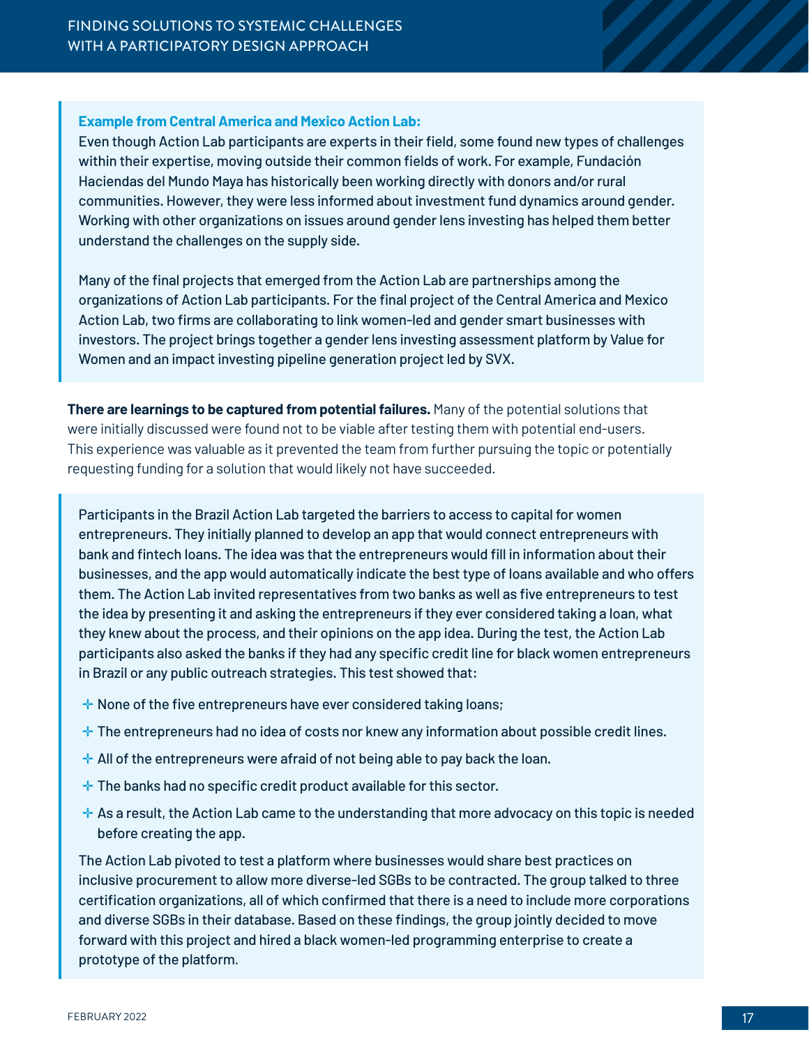**Example from Central America and Mexico Action Lab:**

Even though Action Lab participants are experts in their field, some found new types of challenges within their expertise, moving outside their common fields of work. For example, Fundación Haciendas del Mundo Maya has historically been working directly with donors and/or rural communities. However, they were less informed about investment fund dynamics around gender. Working with other organizations on issues around gender lens investing has helped them better understand the challenges on the supply side.

Many of the final projects that emerged from the Action Lab are partnerships among the organizations of Action Lab participants. For the final project of the Central America and Mexico Action Lab, two firms are collaborating to link women-led and gender smart businesses with investors. The project brings together a gender lens investing assessment platform by Value for Women and an impact investing pipeline generation project led by SVX.

**There are learnings to be captured from potential failures.** Many of the potential solutions that were initially discussed were found not to be viable after testing them with potential end-users. This experience was valuable as it prevented the team from further pursuing the topic or potentially requesting funding for a solution that would likely not have succeeded.

Participants in the Brazil Action Lab targeted the barriers to access to capital for women entrepreneurs. They initially planned to develop an app that would connect entrepreneurs with bank and fintech loans. The idea was that the entrepreneurs would fill in information about their businesses, and the app would automatically indicate the best type of loans available and who offers them. The Action Lab invited representatives from two banks as well as five entrepreneurs to test the idea by presenting it and asking the entrepreneurs if they ever considered taking a loan, what they knew about the process, and their opinions on the app idea. During the test, the Action Lab participants also asked the banks if they had any specific credit line for black women entrepreneurs in Brazil or any public outreach strategies. This test showed that:

- None of the five entrepreneurs have ever considered taking loans;
- The entrepreneurs had no idea of costs nor knew any information about possible credit lines.
- All of the entrepreneurs were afraid of not being able to pay back the loan.
- The banks had no specific credit product available for this sector.
- As a result, the Action Lab came to the understanding that more advocacy on this topic is needed before creating the app.

The Action Lab pivoted to test a platform where businesses would share best practices on inclusive procurement to allow more diverse-led SGBs to be contracted. The group talked to three certification organizations, all of which confirmed that there is a need to include more corporations and diverse SGBs in their database. Based on these findings, the group jointly decided to move forward with this project and hired a black women-led programming enterprise to create a prototype of the platform.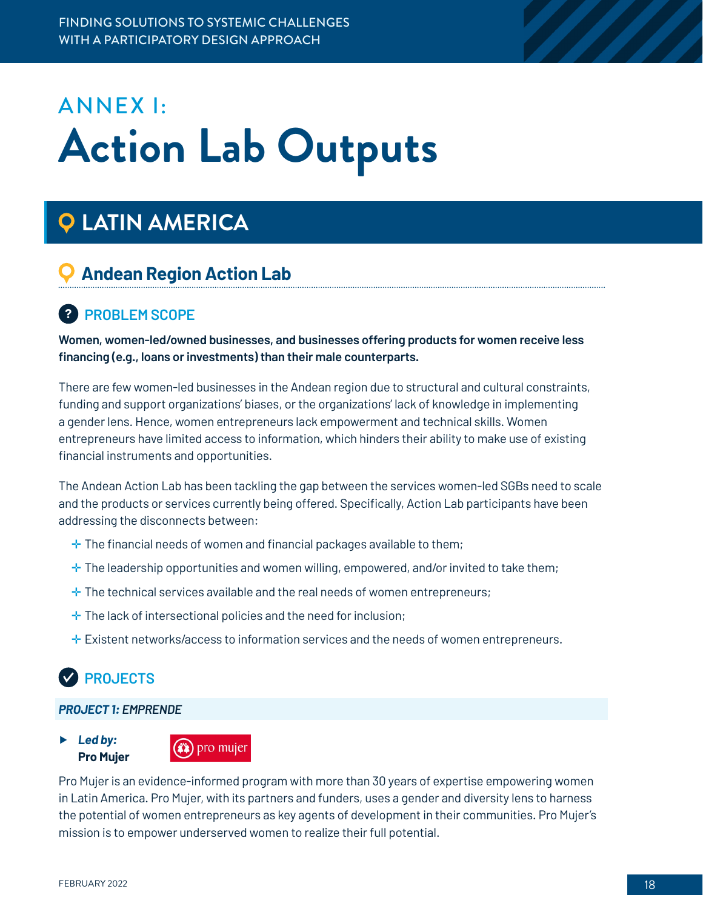# ANNEX I: Action Lab Outputs

## LATIN AMERICA

### Andean Region Action Lab

#### PROBLEM SCOPE

**Women, women-led/owned businesses, and businesses offering products for women receive less financing (e.g., loans or investments) than their male counterparts.**

There are few women-led businesses in the Andean region due to structural and cultural constraints, funding and support organizations' biases, or the organizations' lack of knowledge in implementing a gender lens. Hence, women entrepreneurs lack empowerment and technical skills. Women entrepreneurs have limited access to information, which hinders their ability to make use of existing financial instruments and opportunities.

The Andean Action Lab has been tackling the gap between the services women-led SGBs need to scale and the products or services currently being offered. Specifically, Action Lab participants have been addressing the disconnects between:

- The financial needs of women and financial packages available to them;
- The leadership opportunities and women willing, empowered, and/or invited to take them;
- The technical services available and the real needs of women entrepreneurs;
- The lack of intersectional policies and the need for inclusion;
- Existent networks/access to information services and the needs of women entrepreneurs.

#### PROJECTS

***PROJECT 1: EMPRENDE***

- ***Led by:*** **Pro Mujer**

Pro Mujer is an evidence-informed program with more than 30 years of expertise empowering women in Latin America. Pro Mujer, with its partners and funders, uses a gender and diversity lens to harness the potential of women entrepreneurs as key agents of development in their communities. Pro Mujer's mission is to empower underserved women to realize their full potential.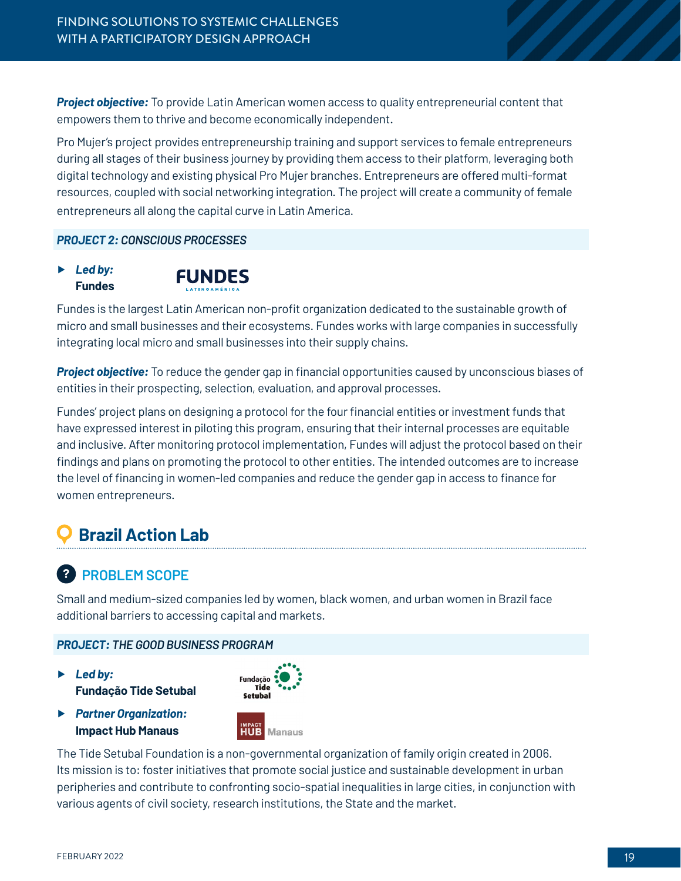***Project objective:*** To provide Latin American women access to quality entrepreneurial content that empowers them to thrive and become economically independent.

Pro Mujer's project provides entrepreneurship training and support services to female entrepreneurs during all stages of their business journey by providing them access to their platform, leveraging both digital technology and existing physical Pro Mujer branches. Entrepreneurs are offered multi-format resources, coupled with social networking integration. The project will create a community of female entrepreneurs all along the capital curve in Latin America.

### *PROJECT 2: CONSCIOUS PROCESSES*

- ***Led by:***
  **Fundes**

Fundes is the largest Latin American non-profit organization dedicated to the sustainable growth of micro and small businesses and their ecosystems. Fundes works with large companies in successfully integrating local micro and small businesses into their supply chains.

***Project objective:*** To reduce the gender gap in financial opportunities caused by unconscious biases of entities in their prospecting, selection, evaluation, and approval processes.

Fundes' project plans on designing a protocol for the four financial entities or investment funds that have expressed interest in piloting this program, ensuring that their internal processes are equitable and inclusive. After monitoring protocol implementation, Fundes will adjust the protocol based on their findings and plans on promoting the protocol to other entities. The intended outcomes are to increase the level of financing in women-led companies and reduce the gender gap in access to finance for women entrepreneurs.

## Brazil Action Lab

### PROBLEM SCOPE

Small and medium-sized companies led by women, black women, and urban women in Brazil face additional barriers to accessing capital and markets.

### *PROJECT: THE GOOD BUSINESS PROGRAM*

- ***Led by:***
  **Fundação Tide Setubal**
- ***Partner Organization:***
  **Impact Hub Manaus**

The Tide Setubal Foundation is a non-governmental organization of family origin created in 2006. Its mission is to: foster initiatives that promote social justice and sustainable development in urban peripheries and contribute to confronting socio-spatial inequalities in large cities, in conjunction with various agents of civil society, research institutions, the State and the market.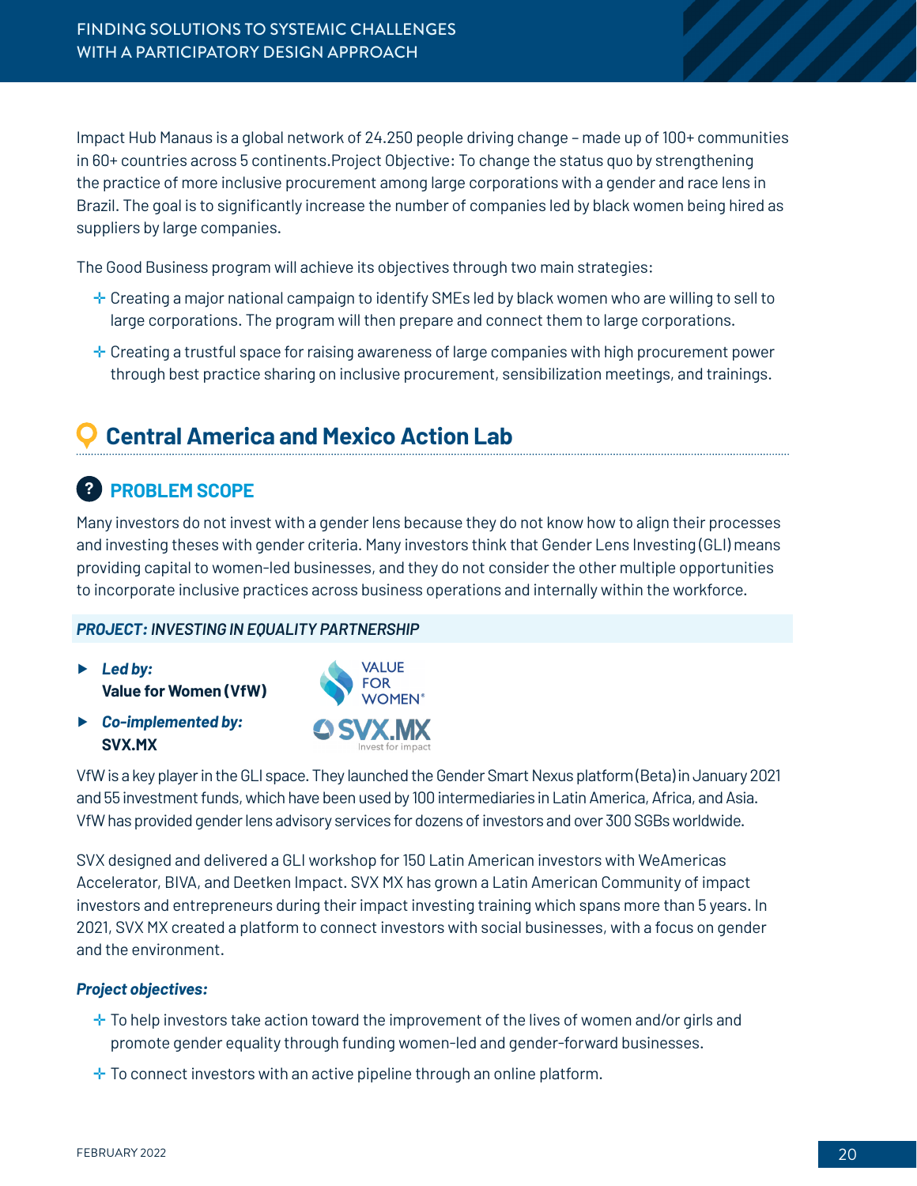Impact Hub Manaus is a global network of 24.250 people driving change – made up of 100+ communities in 60+ countries across 5 continents.Project Objective: To change the status quo by strengthening the practice of more inclusive procurement among large corporations with a gender and race lens in Brazil. The goal is to significantly increase the number of companies led by black women being hired as suppliers by large companies.

The Good Business program will achieve its objectives through two main strategies:

- Creating a major national campaign to identify SMEs led by black women who are willing to sell to large corporations. The program will then prepare and connect them to large corporations.
- Creating a trustful space for raising awareness of large companies with high procurement power through best practice sharing on inclusive procurement, sensibilization meetings, and trainings.

## Central America and Mexico Action Lab

### PROBLEM SCOPE

Many investors do not invest with a gender lens because they do not know how to align their processes and investing theses with gender criteria. Many investors think that Gender Lens Investing (GLI) means providing capital to women-led businesses, and they do not consider the other multiple opportunities to incorporate inclusive practices across business operations and internally within the workforce.

***PROJECT: INVESTING IN EQUALITY PARTNERSHIP***

- ***Led by:*** **Value for Women (VfW)**
- ***Co-implemented by:*** **SVX.MX**

VfW is a key player in the GLI space. They launched the Gender Smart Nexus platform (Beta) in January 2021 and 55 investment funds, which have been used by 100 intermediaries in Latin America, Africa, and Asia. VfW has provided gender lens advisory services for dozens of investors and over 300 SGBs worldwide.

SVX designed and delivered a GLI workshop for 150 Latin American investors with WeAmericas Accelerator, BIVA, and Deetken Impact. SVX MX has grown a Latin American Community of impact investors and entrepreneurs during their impact investing training which spans more than 5 years. In 2021, SVX MX created a platform to connect investors with social businesses, with a focus on gender and the environment.

***Project objectives:***

- To help investors take action toward the improvement of the lives of women and/or girls and promote gender equality through funding women-led and gender-forward businesses.
- To connect investors with an active pipeline through an online platform.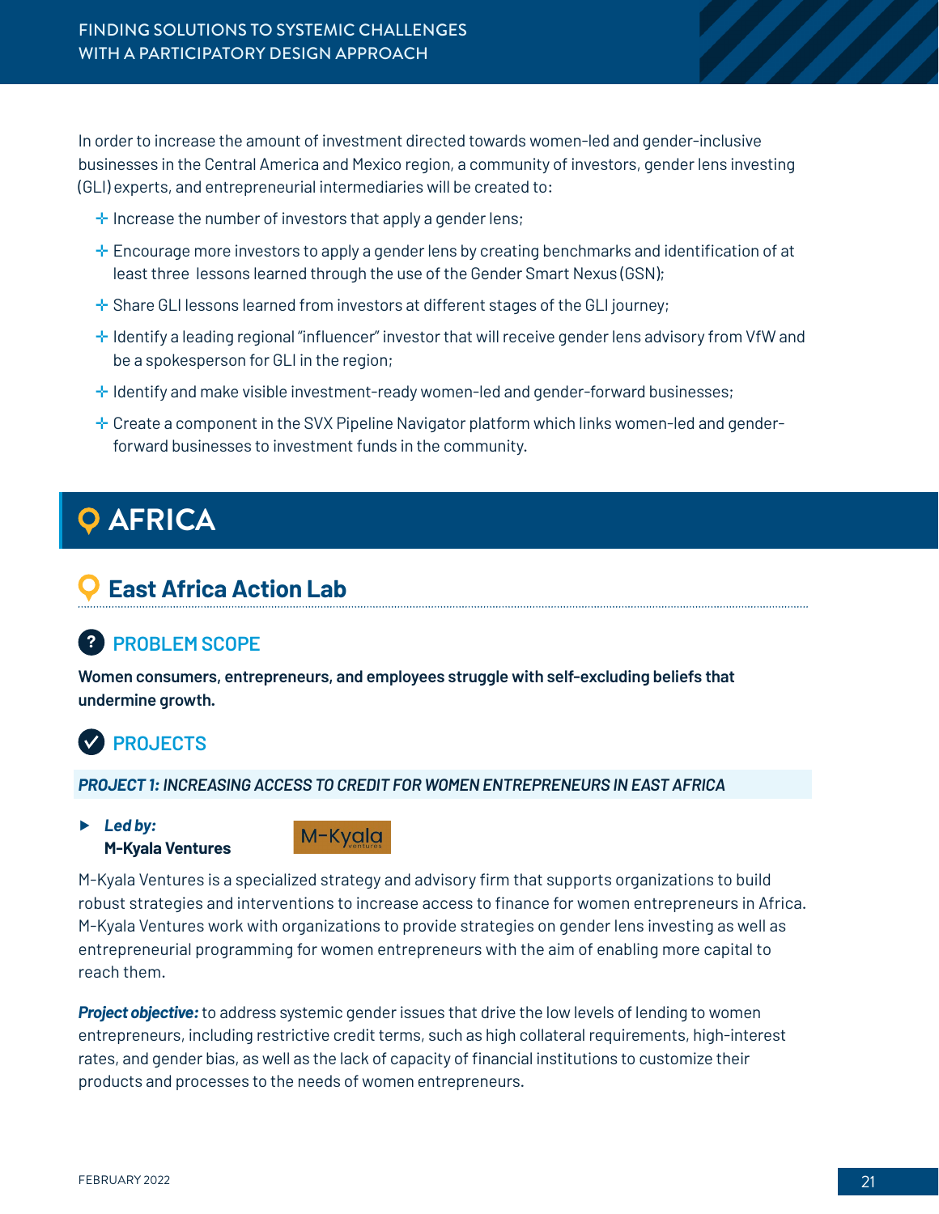In order to increase the amount of investment directed towards women-led and gender-inclusive businesses in the Central America and Mexico region, a community of investors, gender lens investing (GLI) experts, and entrepreneurial intermediaries will be created to:

- Increase the number of investors that apply a gender lens;
- Encourage more investors to apply a gender lens by creating benchmarks and identification of at least three lessons learned through the use of the Gender Smart Nexus (GSN);
- Share GLI lessons learned from investors at different stages of the GLI journey;
- Identify a leading regional "influencer" investor that will receive gender lens advisory from VfW and be a spokesperson for GLI in the region;
- Identify and make visible investment-ready women-led and gender-forward businesses;
- Create a component in the SVX Pipeline Navigator platform which links women-led and gender-forward businesses to investment funds in the community.

# AFRICA

## East Africa Action Lab

### PROBLEM SCOPE

**Women consumers, entrepreneurs, and employees struggle with self-excluding beliefs that undermine growth.**

### PROJECTS

***PROJECT 1: INCREASING ACCESS TO CREDIT FOR WOMEN ENTREPRENEURS IN EAST AFRICA***

- ***Led by:***
  **M-Kyala Ventures**

M-Kyala Ventures is a specialized strategy and advisory firm that supports organizations to build robust strategies and interventions to increase access to finance for women entrepreneurs in Africa. M-Kyala Ventures work with organizations to provide strategies on gender lens investing as well as entrepreneurial programming for women entrepreneurs with the aim of enabling more capital to reach them.

***Project objective:*** to address systemic gender issues that drive the low levels of lending to women entrepreneurs, including restrictive credit terms, such as high collateral requirements, high-interest rates, and gender bias, as well as the lack of capacity of financial institutions to customize their products and processes to the needs of women entrepreneurs.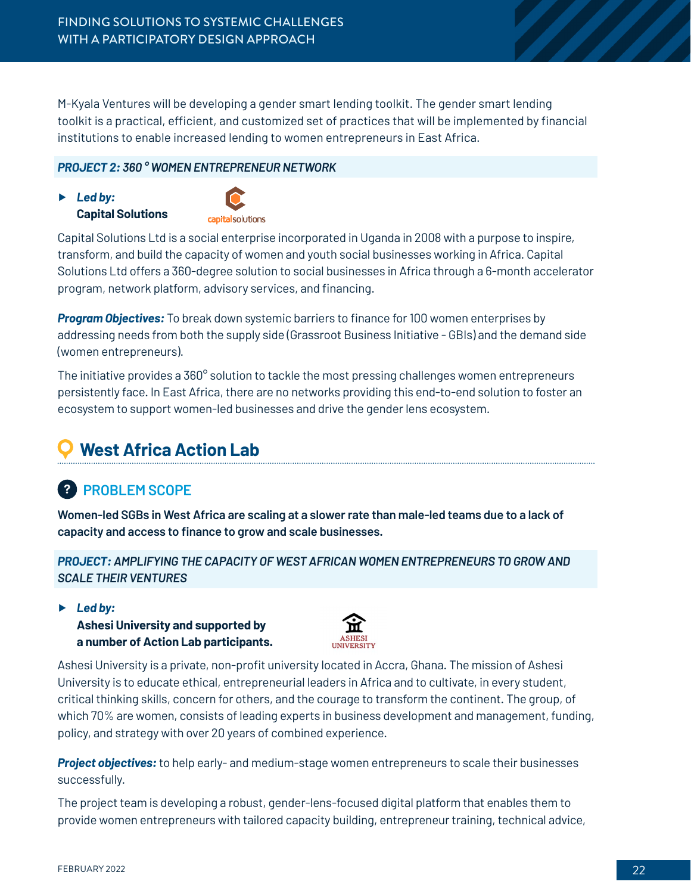M-Kyala Ventures will be developing a gender smart lending toolkit. The gender smart lending toolkit is a practical, efficient, and customized set of practices that will be implemented by financial institutions to enable increased lending to women entrepreneurs in East Africa.

***PROJECT 2: 360 ° WOMEN ENTREPRENEUR NETWORK***

- ***Led by:***
  **Capital Solutions**

Capital Solutions Ltd is a social enterprise incorporated in Uganda in 2008 with a purpose to inspire, transform, and build the capacity of women and youth social businesses working in Africa. Capital Solutions Ltd offers a 360-degree solution to social businesses in Africa through a 6-month accelerator program, network platform, advisory services, and financing.

***Program Objectives:*** To break down systemic barriers to finance for 100 women enterprises by addressing needs from both the supply side (Grassroot Business Initiative - GBIs) and the demand side (women entrepreneurs).

The initiative provides a 360° solution to tackle the most pressing challenges women entrepreneurs persistently face. In East Africa, there are no networks providing this end-to-end solution to foster an ecosystem to support women-led businesses and drive the gender lens ecosystem.

## West Africa Action Lab

### PROBLEM SCOPE

**Women-led SGBs in West Africa are scaling at a slower rate than male-led teams due to a lack of capacity and access to finance to grow and scale businesses.**

***PROJECT: AMPLIFYING THE CAPACITY OF WEST AFRICAN WOMEN ENTREPRENEURS TO GROW AND SCALE THEIR VENTURES***

- ***Led by:***
  **Ashesi University and supported by a number of Action Lab participants.**

Ashesi University is a private, non-profit university located in Accra, Ghana. The mission of Ashesi University is to educate ethical, entrepreneurial leaders in Africa and to cultivate, in every student, critical thinking skills, concern for others, and the courage to transform the continent. The group, of which 70% are women, consists of leading experts in business development and management, funding, policy, and strategy with over 20 years of combined experience.

***Project objectives:*** to help early- and medium-stage women entrepreneurs to scale their businesses successfully.

The project team is developing a robust, gender-lens-focused digital platform that enables them to provide women entrepreneurs with tailored capacity building, entrepreneur training, technical advice,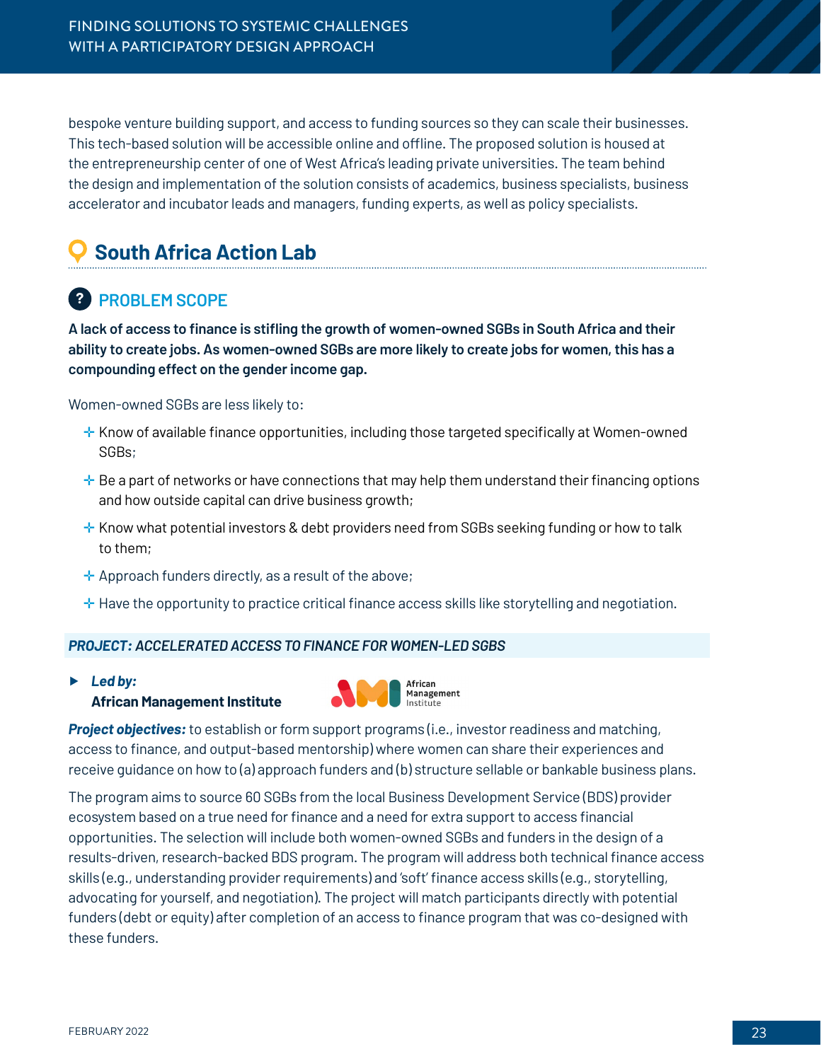bespoke venture building support, and access to funding sources so they can scale their businesses. This tech-based solution will be accessible online and offline. The proposed solution is housed at the entrepreneurship center of one of West Africa's leading private universities. The team behind the design and implementation of the solution consists of academics, business specialists, business accelerator and incubator leads and managers, funding experts, as well as policy specialists.

## South Africa Action Lab

### PROBLEM SCOPE

**A lack of access to finance is stifling the growth of women-owned SGBs in South Africa and their ability to create jobs. As women-owned SGBs are more likely to create jobs for women, this has a compounding effect on the gender income gap.**

Women-owned SGBs are less likely to:

- Know of available finance opportunities, including those targeted specifically at Women-owned SGBs;
- Be a part of networks or have connections that may help them understand their financing options and how outside capital can drive business growth;
- Know what potential investors & debt providers need from SGBs seeking funding or how to talk to them;
- Approach funders directly, as a result of the above;
- Have the opportunity to practice critical finance access skills like storytelling and negotiation.

#### *PROJECT: ACCELERATED ACCESS TO FINANCE FOR WOMEN-LED SGBS*

- ***Led by:***
  **African Management Institute**

***Project objectives:*** to establish or form support programs (i.e., investor readiness and matching, access to finance, and output-based mentorship) where women can share their experiences and receive guidance on how to (a) approach funders and (b) structure sellable or bankable business plans.

The program aims to source 60 SGBs from the local Business Development Service (BDS) provider ecosystem based on a true need for finance and a need for extra support to access financial opportunities. The selection will include both women-owned SGBs and funders in the design of a results-driven, research-backed BDS program. The program will address both technical finance access skills (e.g., understanding provider requirements) and 'soft' finance access skills (e.g., storytelling, advocating for yourself, and negotiation). The project will match participants directly with potential funders (debt or equity) after completion of an access to finance program that was co-designed with these funders.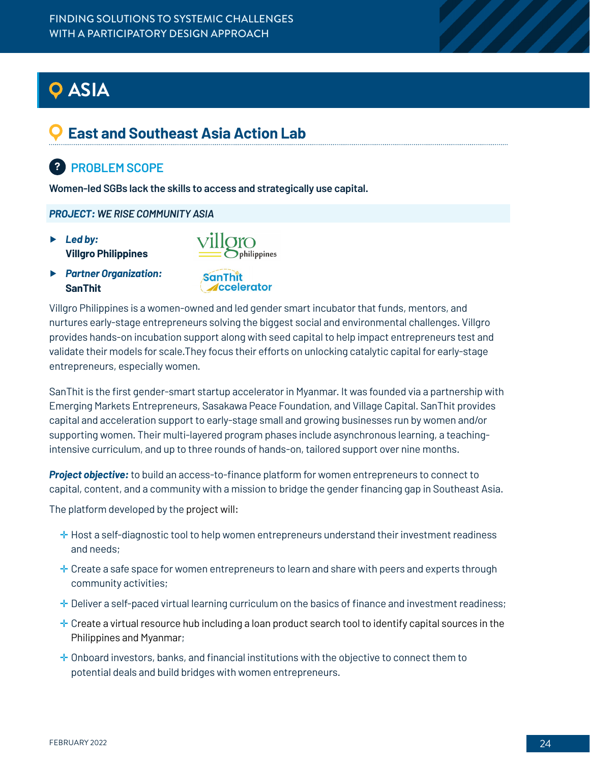# ASIA

## East and Southeast Asia Action Lab

### PROBLEM SCOPE

**Women-led SGBs lack the skills to access and strategically use capital.**

***PROJECT: WE RISE COMMUNITY ASIA***

- ***Led by:***
  **Villgro Philippines**
- ***Partner Organization:***
  **SanThit**

Villgro Philippines is a women-owned and led gender smart incubator that funds, mentors, and nurtures early-stage entrepreneurs solving the biggest social and environmental challenges. Villgro provides hands-on incubation support along with seed capital to help impact entrepreneurs test and validate their models for scale.They focus their efforts on unlocking catalytic capital for early-stage entrepreneurs, especially women.

SanThit is the first gender-smart startup accelerator in Myanmar. It was founded via a partnership with Emerging Markets Entrepreneurs, Sasakawa Peace Foundation, and Village Capital. SanThit provides capital and acceleration support to early-stage small and growing businesses run by women and/or supporting women. Their multi-layered program phases include asynchronous learning, a teaching-intensive curriculum, and up to three rounds of hands-on, tailored support over nine months.

***Project objective:*** to build an access-to-finance platform for women entrepreneurs to connect to capital, content, and a community with a mission to bridge the gender financing gap in Southeast Asia.

The platform developed by the project will:

- Host a self-diagnostic tool to help women entrepreneurs understand their investment readiness and needs;
- Create a safe space for women entrepreneurs to learn and share with peers and experts through community activities;
- Deliver a self-paced virtual learning curriculum on the basics of finance and investment readiness;
- Create a virtual resource hub including a loan product search tool to identify capital sources in the Philippines and Myanmar;
- Onboard investors, banks, and financial institutions with the objective to connect them to potential deals and build bridges with women entrepreneurs.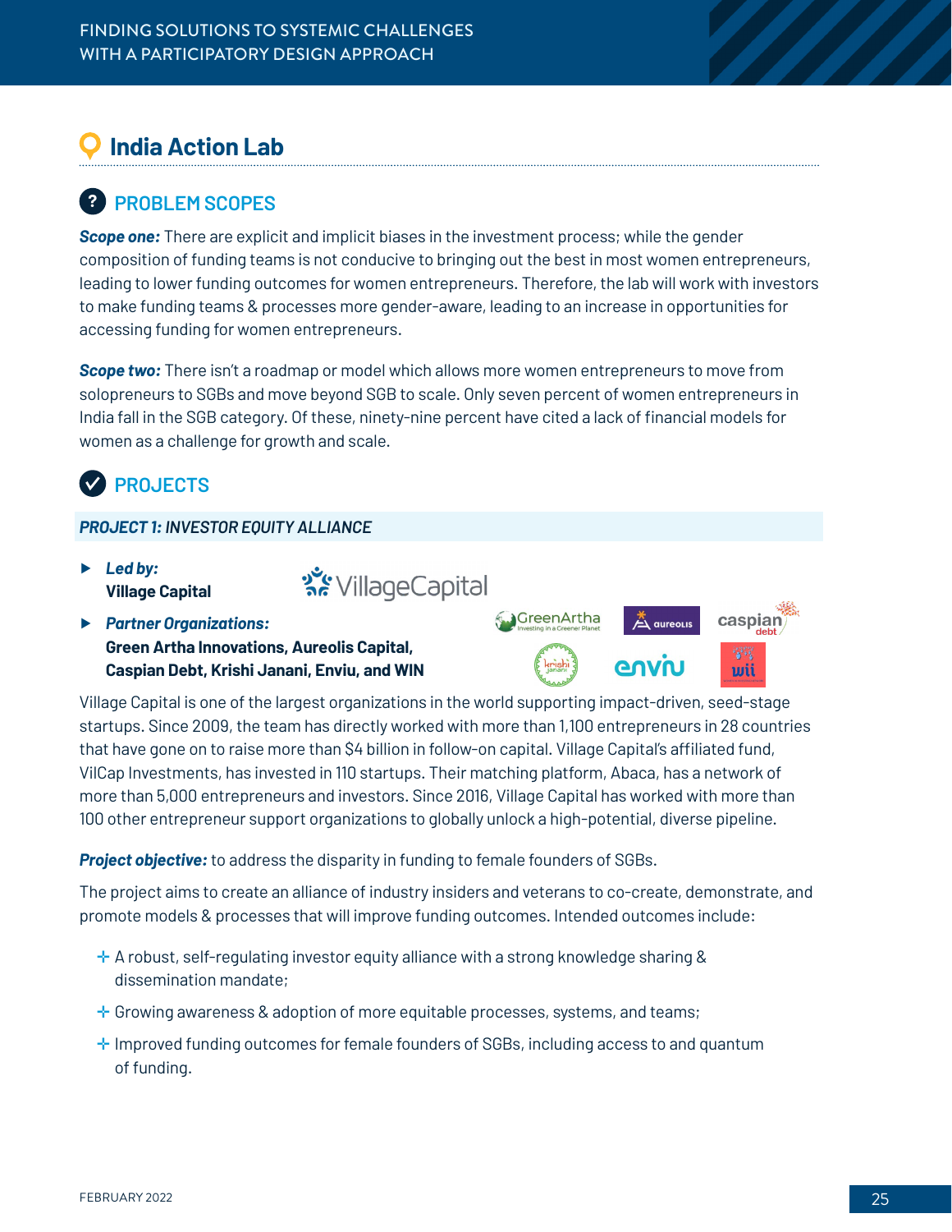## India Action Lab

### PROBLEM SCOPES

***Scope one:*** There are explicit and implicit biases in the investment process; while the gender composition of funding teams is not conducive to bringing out the best in most women entrepreneurs, leading to lower funding outcomes for women entrepreneurs. Therefore, the lab will work with investors to make funding teams & processes more gender-aware, leading to an increase in opportunities for accessing funding for women entrepreneurs.

***Scope two:*** There isn't a roadmap or model which allows more women entrepreneurs to move from solopreneurs to SGBs and move beyond SGB to scale. Only seven percent of women entrepreneurs in India fall in the SGB category. Of these, ninety-nine percent have cited a lack of financial models for women as a challenge for growth and scale.

### PROJECTS

#### *PROJECT 1: INVESTOR EQUITY ALLIANCE*

- ***Led by:***
  **Village Capital**
- ***Partner Organizations:***
  **Green Artha Innovations, Aureolis Capital, Caspian Debt, Krishi Janani, Enviu, and WIN**

Village Capital is one of the largest organizations in the world supporting impact-driven, seed-stage startups. Since 2009, the team has directly worked with more than 1,100 entrepreneurs in 28 countries that have gone on to raise more than $4 billion in follow-on capital. Village Capital's affiliated fund, VilCap Investments, has invested in 110 startups. Their matching platform, Abaca, has a network of more than 5,000 entrepreneurs and investors. Since 2016, Village Capital has worked with more than 100 other entrepreneur support organizations to globally unlock a high-potential, diverse pipeline.

***Project objective:*** to address the disparity in funding to female founders of SGBs.

The project aims to create an alliance of industry insiders and veterans to co-create, demonstrate, and promote models & processes that will improve funding outcomes. Intended outcomes include:

- A robust, self-regulating investor equity alliance with a strong knowledge sharing & dissemination mandate;
- Growing awareness & adoption of more equitable processes, systems, and teams;
- Improved funding outcomes for female founders of SGBs, including access to and quantum of funding.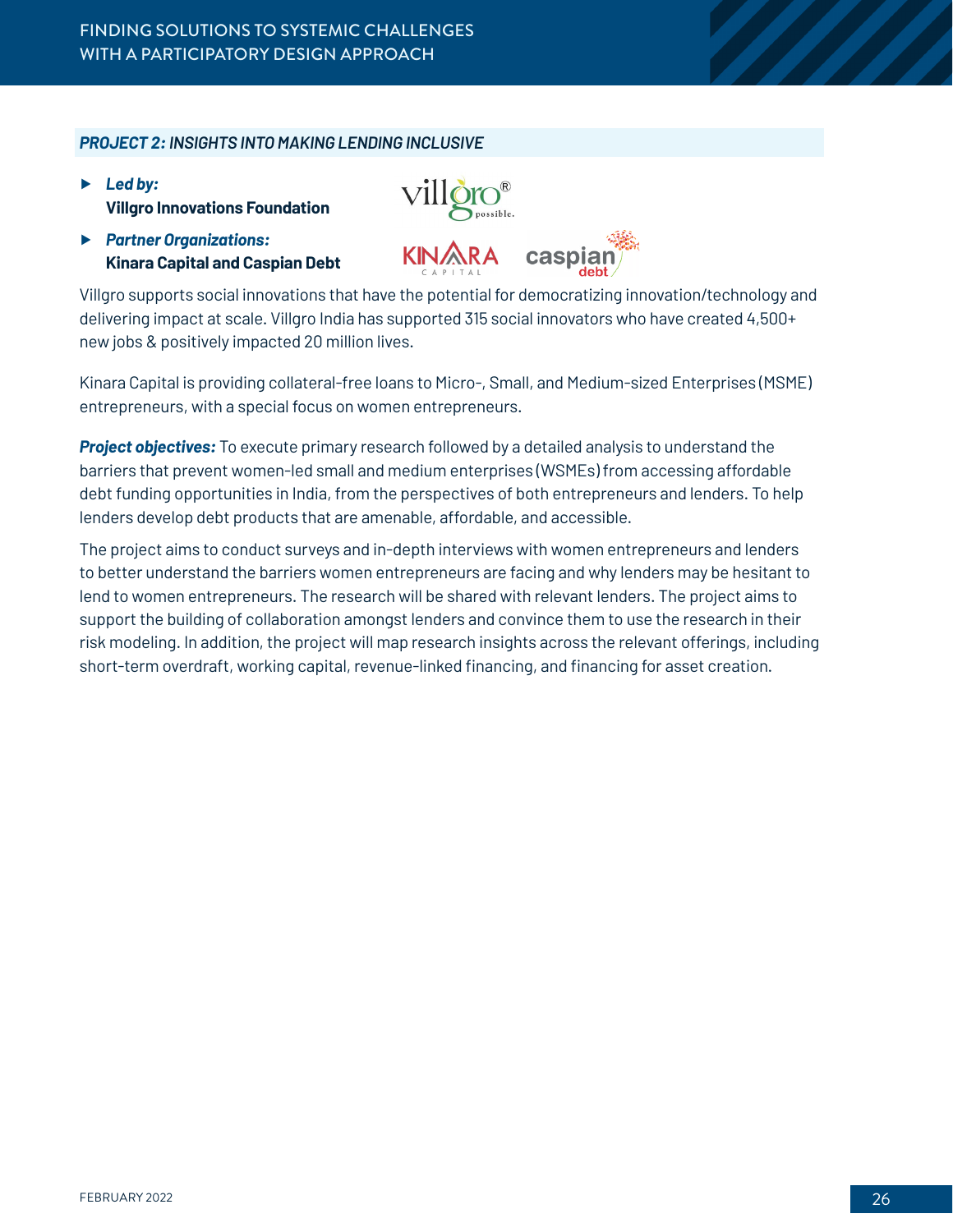### *PROJECT 2: INSIGHTS INTO MAKING LENDING INCLUSIVE*

- ***Led by:***
  **Villgro Innovations Foundation**
- ***Partner Organizations:***
  **Kinara Capital and Caspian Debt**

Villgro supports social innovations that have the potential for democratizing innovation/technology and delivering impact at scale. Villgro India has supported 315 social innovators who have created 4,500+ new jobs & positively impacted 20 million lives.

Kinara Capital is providing collateral-free loans to Micro-, Small, and Medium-sized Enterprises (MSME) entrepreneurs, with a special focus on women entrepreneurs.

***Project objectives:*** To execute primary research followed by a detailed analysis to understand the barriers that prevent women-led small and medium enterprises (WSMEs) from accessing affordable debt funding opportunities in India, from the perspectives of both entrepreneurs and lenders. To help lenders develop debt products that are amenable, affordable, and accessible.

The project aims to conduct surveys and in-depth interviews with women entrepreneurs and lenders to better understand the barriers women entrepreneurs are facing and why lenders may be hesitant to lend to women entrepreneurs. The research will be shared with relevant lenders. The project aims to support the building of collaboration amongst lenders and convince them to use the research in their risk modeling. In addition, the project will map research insights across the relevant offerings, including short-term overdraft, working capital, revenue-linked financing, and financing for asset creation.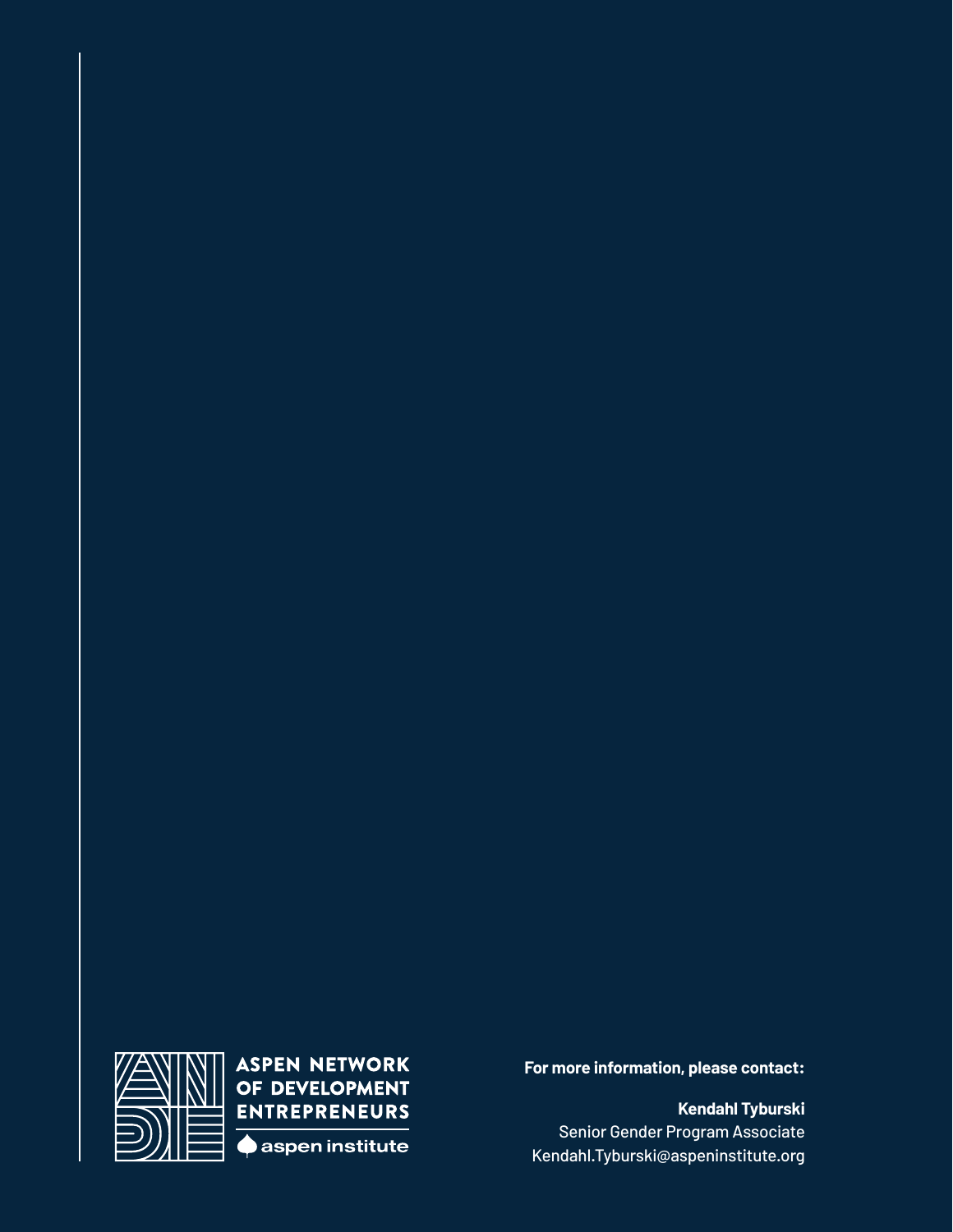ASPEN NETWORK OF DEVELOPMENT ENTREPRENEURS

aspen institute

**For more information, please contact:**

**Kendahl Tyburski**
Senior Gender Program Associate
Kendahl.Tyburski@aspeninstitute.org